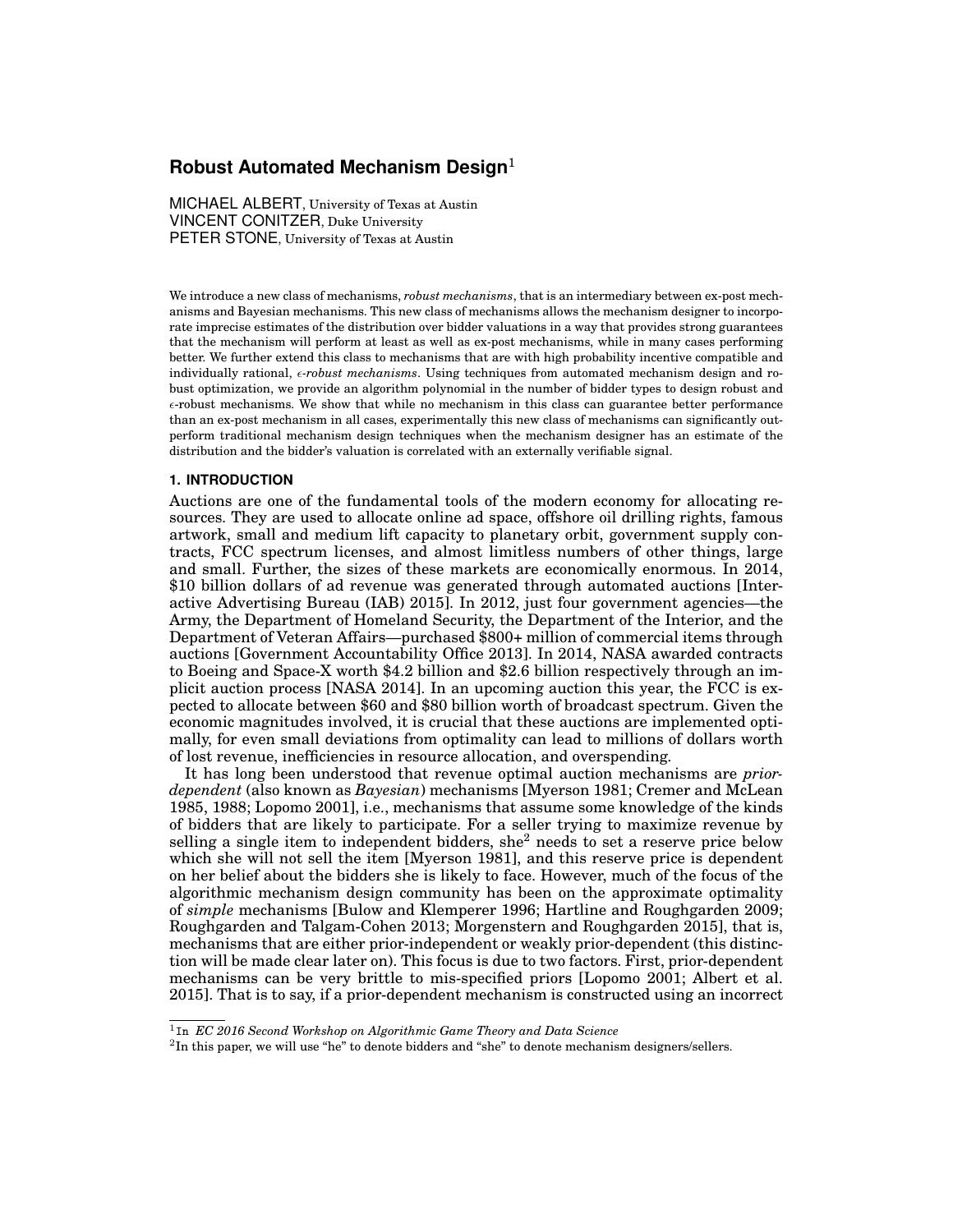# Robust Automated Mechanism Design[1]

MICHAEL ALBERT, University of Texas at Austin
VINCENT CONITZER, Duke University
PETER STONE, University of Texas at Austin

We introduce a new class of mechanisms, *robust mechanisms*, that is an intermediary between ex-post mechanisms and Bayesian mechanisms. This new class of mechanisms allows the mechanism designer to incorporate imprecise estimates of the distribution over bidder valuations in a way that provides strong guarantees that the mechanism will perform at least as well as ex-post mechanisms, while in many cases performing better. We further extend this class to mechanisms that are with high probability incentive compatible and individually rational, $\epsilon$*-robust mechanisms*. Using techniques from automated mechanism design and robust optimization, we provide an algorithm polynomial in the number of bidder types to design robust and $\epsilon$-robust mechanisms. We show that while no mechanism in this class can guarantee better performance than an ex-post mechanism in all cases, experimentally this new class of mechanisms can significantly outperform traditional mechanism design techniques when the mechanism designer has an estimate of the distribution and the bidder's valuation is correlated with an externally verifiable signal.

## 1. INTRODUCTION

Auctions are one of the fundamental tools of the modern economy for allocating resources. They are used to allocate online ad space, offshore oil drilling rights, famous artwork, small and medium lift capacity to planetary orbit, government supply contracts, FCC spectrum licenses, and almost limitless numbers of other things, large and small. Further, the sizes of these markets are economically enormous. In 2014, \$10 billion dollars of ad revenue was generated through automated auctions [Interactive Advertising Bureau (IAB) 2015]. In 2012, just four government agencies—the Army, the Department of Homeland Security, the Department of the Interior, and the Department of Veteran Affairs—purchased \$800+ million of commercial items through auctions [Government Accountability Office 2013]. In 2014, NASA awarded contracts to Boeing and Space-X worth \$4.2 billion and \$2.6 billion respectively through an implicit auction process [NASA 2014]. In an upcoming auction this year, the FCC is expected to allocate between \$60 and \$80 billion worth of broadcast spectrum. Given the economic magnitudes involved, it is crucial that these auctions are implemented optimally, for even small deviations from optimality can lead to millions of dollars worth of lost revenue, inefficiencies in resource allocation, and overspending.

It has long been understood that revenue optimal auction mechanisms are *prior-dependent* (also known as *Bayesian*) mechanisms [Myerson 1981; Cremer and McLean 1985, 1988; Lopomo 2001], i.e., mechanisms that assume some knowledge of the kinds of bidders that are likely to participate. For a seller trying to maximize revenue by selling a single item to independent bidders, she[2] needs to set a reserve price below which she will not sell the item [Myerson 1981], and this reserve price is dependent on her belief about the bidders she is likely to face. However, much of the focus of the algorithmic mechanism design community has been on the approximate optimality of *simple* mechanisms [Bulow and Klemperer 1996; Hartline and Roughgarden 2009; Roughgarden and Talgam-Cohen 2013; Morgenstern and Roughgarden 2015], that is, mechanisms that are either prior-independent or weakly prior-dependent (this distinction will be made clear later on). This focus is due to two factors. First, prior-dependent mechanisms can be very brittle to mis-specified priors [Lopomo 2001; Albert et al. 2015]. That is to say, if a prior-dependent mechanism is constructed using an incorrect

---

[1] In *EC 2016 Second Workshop on Algorithmic Game Theory and Data Science*

[2] In this paper, we will use "he" to denote bidders and "she" to denote mechanism designers/sellers.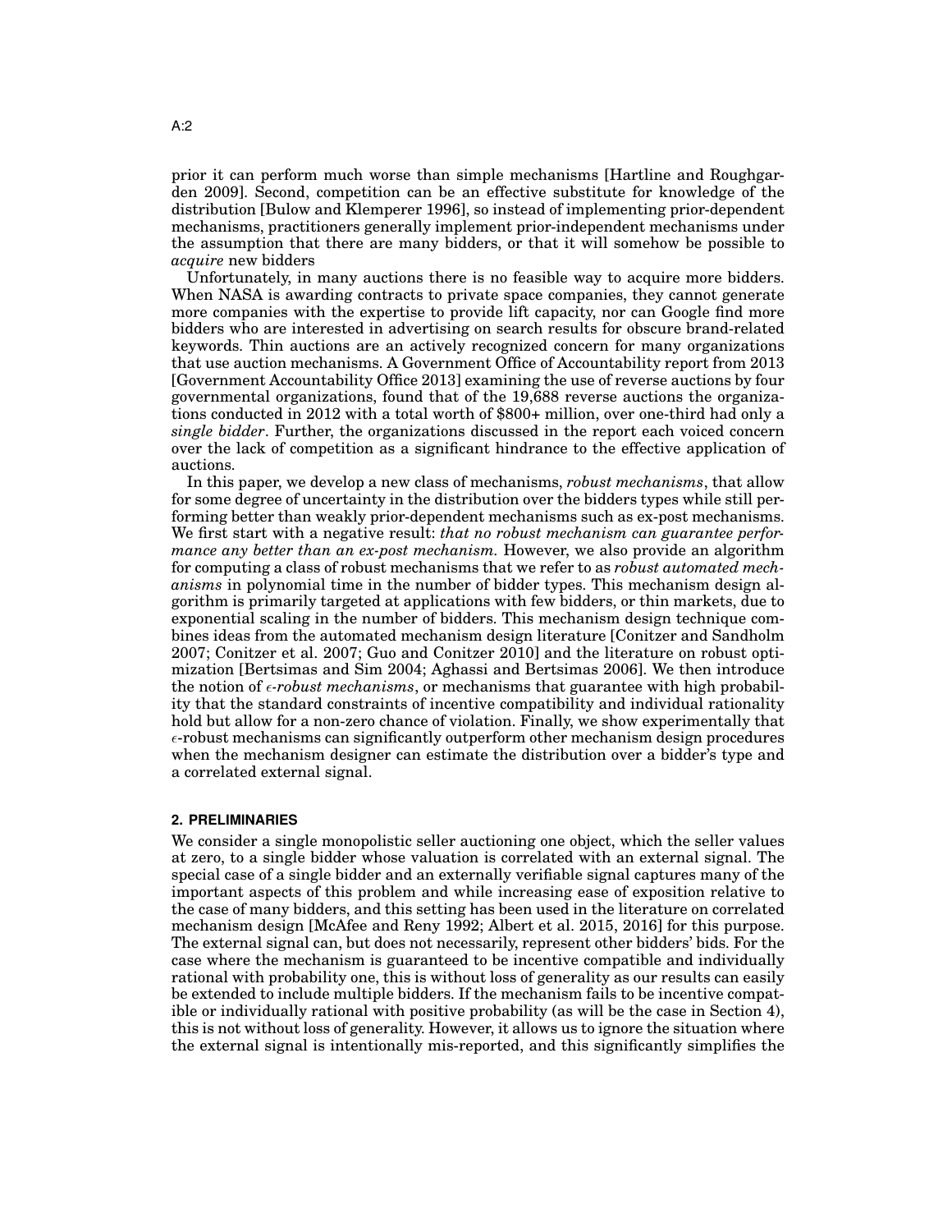prior it can perform much worse than simple mechanisms [Hartline and Roughgarden 2009]. Second, competition can be an effective substitute for knowledge of the distribution [Bulow and Klemperer 1996], so instead of implementing prior-dependent mechanisms, practitioners generally implement prior-independent mechanisms under the assumption that there are many bidders, or that it will somehow be possible to *acquire* new bidders

Unfortunately, in many auctions there is no feasible way to acquire more bidders. When NASA is awarding contracts to private space companies, they cannot generate more companies with the expertise to provide lift capacity, nor can Google find more bidders who are interested in advertising on search results for obscure brand-related keywords. Thin auctions are an actively recognized concern for many organizations that use auction mechanisms. A Government Office of Accountability report from 2013 [Government Accountability Office 2013] examining the use of reverse auctions by four governmental organizations, found that of the 19,688 reverse auctions the organizations conducted in 2012 with a total worth of $800+ million, over one-third had only a *single bidder*. Further, the organizations discussed in the report each voiced concern over the lack of competition as a significant hindrance to the effective application of auctions.

In this paper, we develop a new class of mechanisms, *robust mechanisms*, that allow for some degree of uncertainty in the distribution over the bidders types while still performing better than weakly prior-dependent mechanisms such as ex-post mechanisms. We first start with a negative result: *that no robust mechanism can guarantee performance any better than an ex-post mechanism.* However, we also provide an algorithm for computing a class of robust mechanisms that we refer to as *robust automated mechanisms* in polynomial time in the number of bidder types. This mechanism design algorithm is primarily targeted at applications with few bidders, or thin markets, due to exponential scaling in the number of bidders. This mechanism design technique combines ideas from the automated mechanism design literature [Conitzer and Sandholm 2007; Conitzer et al. 2007; Guo and Conitzer 2010] and the literature on robust optimization [Bertsimas and Sim 2004; Aghassi and Bertsimas 2006]. We then introduce the notion of *$\epsilon$-robust mechanisms*, or mechanisms that guarantee with high probability that the standard constraints of incentive compatibility and individual rationality hold but allow for a non-zero chance of violation. Finally, we show experimentally that $\epsilon$-robust mechanisms can significantly outperform other mechanism design procedures when the mechanism designer can estimate the distribution over a bidder's type and a correlated external signal.

## 2. PRELIMINARIES

We consider a single monopolistic seller auctioning one object, which the seller values at zero, to a single bidder whose valuation is correlated with an external signal. The special case of a single bidder and an externally verifiable signal captures many of the important aspects of this problem and while increasing ease of exposition relative to the case of many bidders, and this setting has been used in the literature on correlated mechanism design [McAfee and Reny 1992; Albert et al. 2015, 2016] for this purpose. The external signal can, but does not necessarily, represent other bidders' bids. For the case where the mechanism is guaranteed to be incentive compatible and individually rational with probability one, this is without loss of generality as our results can easily be extended to include multiple bidders. If the mechanism fails to be incentive compatible or individually rational with positive probability (as will be the case in Section 4), this is not without loss of generality. However, it allows us to ignore the situation where the external signal is intentionally mis-reported, and this significantly simplifies the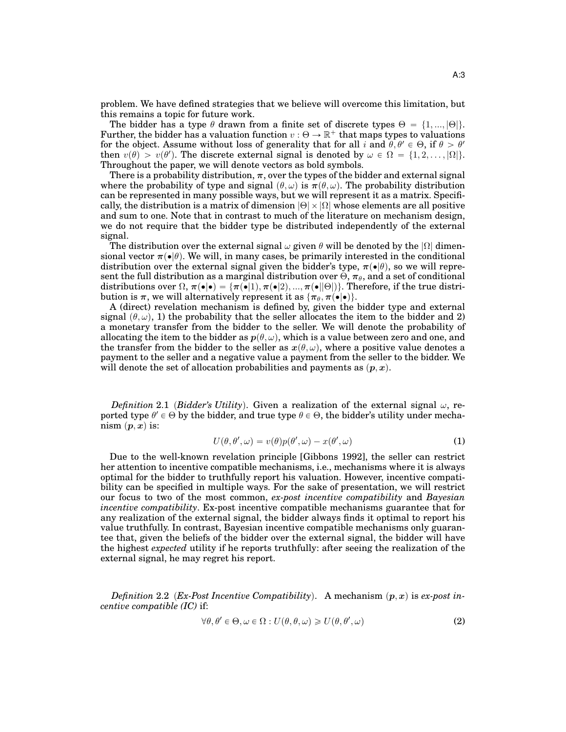problem. We have defined strategies that we believe will overcome this limitation, but this remains a topic for future work.

The bidder has a type $\theta$ drawn from a finite set of discrete types $\Theta = \{1, ..., |\Theta|\}$. Further, the bidder has a valuation function $v : \Theta \to \mathbb{R}^+$ that maps types to valuations for the object. Assume without loss of generality that for all $i$ and $\theta, \theta' \in \Theta$, if $\theta > \theta'$ then $v(\theta) > v(\theta')$. The discrete external signal is denoted by $\omega \in \Omega = \{1, 2, \ldots, |\Omega|\}$. Throughout the paper, we will denote vectors as bold symbols.

There is a probability distribution, $\boldsymbol{\pi}$, over the types of the bidder and external signal where the probability of type and signal $(\theta, \omega)$ is $\boldsymbol{\pi}(\theta, \omega)$. The probability distribution can be represented in many possible ways, but we will represent it as a matrix. Specifically, the distribution is a matrix of dimension $|\Theta| \times |\Omega|$ whose elements are all positive and sum to one. Note that in contrast to much of the literature on mechanism design, we do not require that the bidder type be distributed independently of the external signal.

The distribution over the external signal $\omega$ given $\theta$ will be denoted by the $|\Omega|$ dimensional vector $\boldsymbol{\pi}(\bullet|\theta)$. We will, in many cases, be primarily interested in the conditional distribution over the external signal given the bidder's type, $\boldsymbol{\pi}(\bullet|\theta)$, so we will represent the full distribution as a marginal distribution over $\Theta$, $\boldsymbol{\pi}_\theta$, and a set of conditional distributions over $\Omega$, $\boldsymbol{\pi}(\bullet|\bullet) = \{\boldsymbol{\pi}(\bullet|1), \boldsymbol{\pi}(\bullet|2), ..., \boldsymbol{\pi}(\bullet||\Theta|)\}$. Therefore, if the true distribution is $\boldsymbol{\pi}$, we will alternatively represent it as $\{\boldsymbol{\pi}_\theta, \boldsymbol{\pi}(\bullet|\bullet)\}$.

A (direct) revelation mechanism is defined by, given the bidder type and external signal $(\theta, \omega)$, 1) the probability that the seller allocates the item to the bidder and 2) a monetary transfer from the bidder to the seller. We will denote the probability of allocating the item to the bidder as $\boldsymbol{p}(\theta, \omega)$, which is a value between zero and one, and the transfer from the bidder to the seller as $\boldsymbol{x}(\theta, \omega)$, where a positive value denotes a payment to the seller and a negative value a payment from the seller to the bidder. We will denote the set of allocation probabilities and payments as $(\boldsymbol{p}, \boldsymbol{x})$.

*Definition* 2.1 (***Bidder's Utility***). Given a realization of the external signal $\omega$, reported type $\theta' \in \Theta$ by the bidder, and true type $\theta \in \Theta$, the bidder's utility under mechanism $(\boldsymbol{p}, \boldsymbol{x})$ is:

$$U(\theta, \theta', \omega) = v(\theta)p(\theta', \omega) - x(\theta', \omega) \tag{1}$$

Due to the well-known revelation principle [Gibbons 1992], the seller can restrict her attention to incentive compatible mechanisms, i.e., mechanisms where it is always optimal for the bidder to truthfully report his valuation. However, incentive compatibility can be specified in multiple ways. For the sake of presentation, we will restrict our focus to two of the most common, *ex-post incentive compatibility* and *Bayesian incentive compatibility*. Ex-post incentive compatible mechanisms guarantee that for any realization of the external signal, the bidder always finds it optimal to report his value truthfully. In contrast, Bayesian incentive compatible mechanisms only guarantee that, given the beliefs of the bidder over the external signal, the bidder will have the highest *expected* utility if he reports truthfully: after seeing the realization of the external signal, he may regret his report.

*Definition* 2.2 (***Ex-Post Incentive Compatibility***). A mechanism $(\boldsymbol{p}, \boldsymbol{x})$ is *ex-post incentive compatible (IC)* if:

$$\forall \theta, \theta' \in \Theta, \omega \in \Omega : U(\theta, \theta, \omega) \geqslant U(\theta, \theta', \omega) \tag{2}$$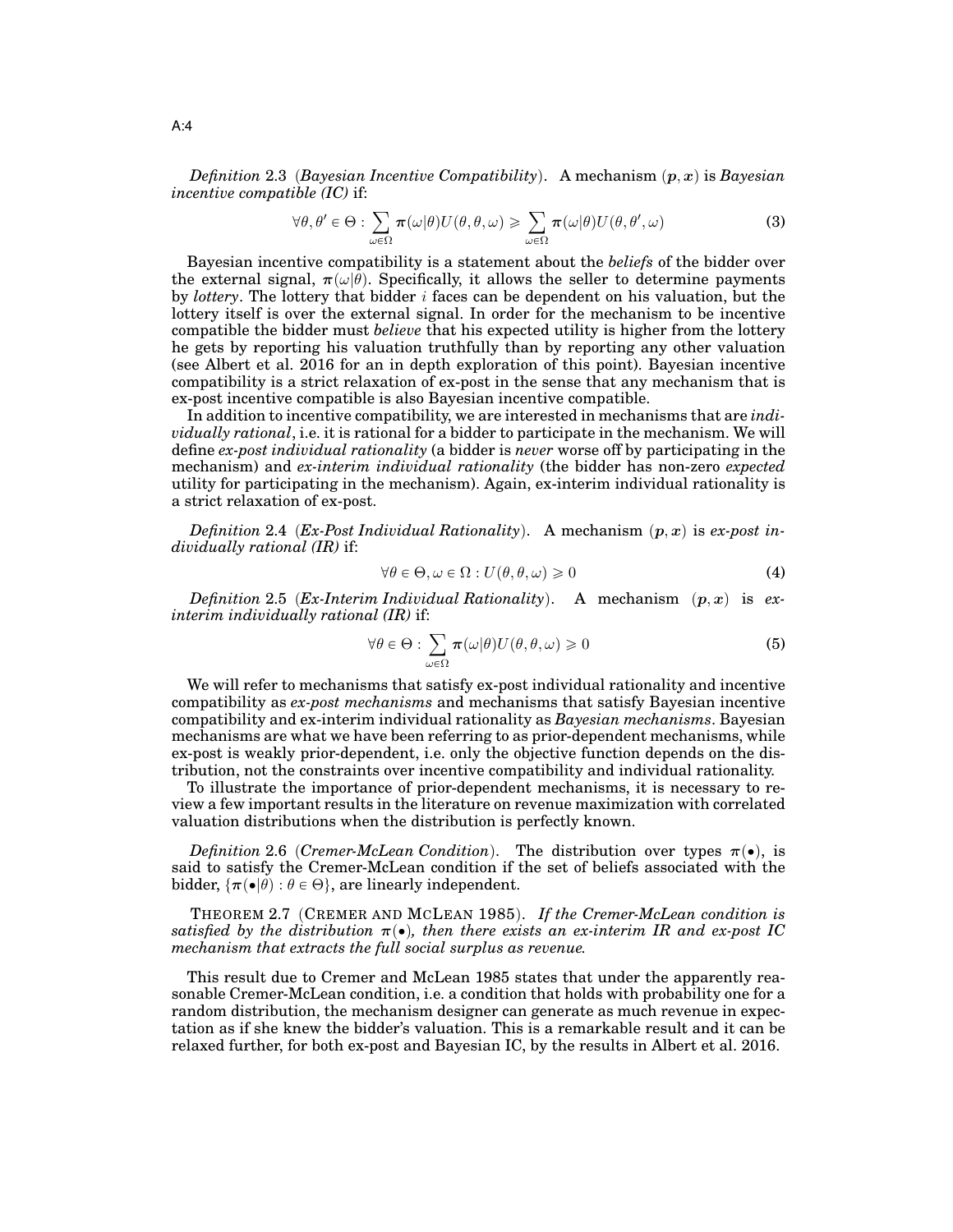*Definition* 2.3 (*Bayesian Incentive Compatibility*). A mechanism $(\boldsymbol{p}, \boldsymbol{x})$ is *Bayesian incentive compatible (IC)* if:

$$\forall \theta, \theta' \in \Theta : \sum_{\omega \in \Omega} \boldsymbol{\pi}(\omega|\theta) U(\theta, \theta, \omega) \geqslant \sum_{\omega \in \Omega} \boldsymbol{\pi}(\omega|\theta) U(\theta, \theta', \omega) \tag{3}$$

Bayesian incentive compatibility is a statement about the *beliefs* of the bidder over the external signal, $\boldsymbol{\pi}(\omega|\theta)$. Specifically, it allows the seller to determine payments by *lottery*. The lottery that bidder $i$ faces can be dependent on his valuation, but the lottery itself is over the external signal. In order for the mechanism to be incentive compatible the bidder must *believe* that his expected utility is higher from the lottery he gets by reporting his valuation truthfully than by reporting any other valuation (see Albert et al. 2016 for an in depth exploration of this point). Bayesian incentive compatibility is a strict relaxation of ex-post in the sense that any mechanism that is ex-post incentive compatible is also Bayesian incentive compatible.

In addition to incentive compatibility, we are interested in mechanisms that are *individually rational*, i.e. it is rational for a bidder to participate in the mechanism. We will define *ex-post individual rationality* (a bidder is *never* worse off by participating in the mechanism) and *ex-interim individual rationality* (the bidder has non-zero *expected* utility for participating in the mechanism). Again, ex-interim individual rationality is a strict relaxation of ex-post.

*Definition* 2.4 (*Ex-Post Individual Rationality*). A mechanism $(\boldsymbol{p}, \boldsymbol{x})$ is *ex-post individually rational (IR)* if:

$$\forall \theta \in \Theta, \omega \in \Omega : U(\theta, \theta, \omega) \geqslant 0 \tag{4}$$

*Definition* 2.5 (*Ex-Interim Individual Rationality*). A mechanism $(\boldsymbol{p}, \boldsymbol{x})$ is *ex-interim individually rational (IR)* if:

$$\forall \theta \in \Theta : \sum_{\omega \in \Omega} \boldsymbol{\pi}(\omega|\theta) U(\theta, \theta, \omega) \geqslant 0 \tag{5}$$

We will refer to mechanisms that satisfy ex-post individual rationality and incentive compatibility as *ex-post mechanisms* and mechanisms that satisfy Bayesian incentive compatibility and ex-interim individual rationality as *Bayesian mechanisms*. Bayesian mechanisms are what we have been referring to as prior-dependent mechanisms, while ex-post is weakly prior-dependent, i.e. only the objective function depends on the distribution, not the constraints over incentive compatibility and individual rationality.

To illustrate the importance of prior-dependent mechanisms, it is necessary to review a few important results in the literature on revenue maximization with correlated valuation distributions when the distribution is perfectly known.

*Definition* 2.6 (*Cremer-McLean Condition*). The distribution over types $\boldsymbol{\pi}(\bullet)$, is said to satisfy the Cremer-McLean condition if the set of beliefs associated with the bidder, $\{\boldsymbol{\pi}(\bullet|\theta) : \theta \in \Theta\}$, are linearly independent.

THEOREM 2.7 (CREMER AND MCLEAN 1985). *If the Cremer-McLean condition is satisfied by the distribution $\boldsymbol{\pi}(\bullet)$, then there exists an ex-interim IR and ex-post IC mechanism that extracts the full social surplus as revenue.*

This result due to Cremer and McLean 1985 states that under the apparently reasonable Cremer-McLean condition, i.e. a condition that holds with probability one for a random distribution, the mechanism designer can generate as much revenue in expectation as if she knew the bidder's valuation. This is a remarkable result and it can be relaxed further, for both ex-post and Bayesian IC, by the results in Albert et al. 2016.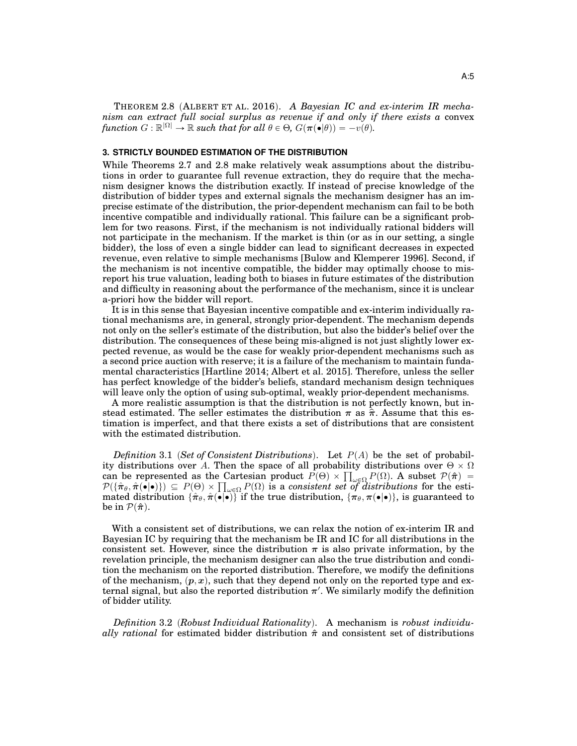THEOREM 2.8 (ALBERT ET AL. 2016). *A Bayesian IC and ex-interim IR mechanism can extract full social surplus as revenue if and only if there exists a* convex *function $G : \mathbb{R}^{|\Omega|} \rightarrow \mathbb{R}$ such that for all $\theta \in \Theta$, $G(\boldsymbol{\pi}(\bullet|\theta)) = -v(\theta)$.*

## 3. STRICTLY BOUNDED ESTIMATION OF THE DISTRIBUTION

While Theorems 2.7 and 2.8 make relatively weak assumptions about the distributions in order to guarantee full revenue extraction, they do require that the mechanism designer knows the distribution exactly. If instead of precise knowledge of the distribution of bidder types and external signals the mechanism designer has an imprecise estimate of the distribution, the prior-dependent mechanism can fail to be both incentive compatible and individually rational. This failure can be a significant problem for two reasons. First, if the mechanism is not individually rational bidders will not participate in the mechanism. If the market is thin (or as in our setting, a single bidder), the loss of even a single bidder can lead to significant decreases in expected revenue, even relative to simple mechanisms [Bulow and Klemperer 1996]. Second, if the mechanism is not incentive compatible, the bidder may optimally choose to misreport his true valuation, leading both to biases in future estimates of the distribution and difficulty in reasoning about the performance of the mechanism, since it is unclear a-priori how the bidder will report.

It is in this sense that Bayesian incentive compatible and ex-interim individually rational mechanisms are, in general, strongly prior-dependent. The mechanism depends not only on the seller's estimate of the distribution, but also the bidder's belief over the distribution. The consequences of these being mis-aligned is not just slightly lower expected revenue, as would be the case for weakly prior-dependent mechanisms such as a second price auction with reserve; it is a failure of the mechanism to maintain fundamental characteristics [Hartline 2014; Albert et al. 2015]. Therefore, unless the seller has perfect knowledge of the bidder's beliefs, standard mechanism design techniques will leave only the option of using sub-optimal, weakly prior-dependent mechanisms.

A more realistic assumption is that the distribution is not perfectly known, but instead estimated. The seller estimates the distribution $\boldsymbol{\pi}$ as $\hat{\boldsymbol{\pi}}$. Assume that this estimation is imperfect, and that there exists a set of distributions that are consistent with the estimated distribution.

*Definition* 3.1 (*Set of Consistent Distributions*). Let $P(A)$ be the set of probability distributions over $A$. Then the space of all probability distributions over $\Theta \times \Omega$ can be represented as the Cartesian product $P(\Theta) \times \prod_{\omega \in \Omega} P(\Omega)$. A subset $\mathcal{P}(\hat{\boldsymbol{\pi}}) = \mathcal{P}(\{\hat{\boldsymbol{\pi}}_\theta, \hat{\boldsymbol{\pi}}(\bullet|\bullet)\}) \subseteq P(\Theta) \times \prod_{\omega \in \Omega} P(\Omega)$ is a *consistent set of distributions* for the estimated distribution $\{\hat{\boldsymbol{\pi}}_\theta, \hat{\boldsymbol{\pi}}(\bullet|\bullet)\}$ if the true distribution, $\{\boldsymbol{\pi}_\theta, \boldsymbol{\pi}(\bullet|\bullet)\}$, is guaranteed to be in $\mathcal{P}(\hat{\boldsymbol{\pi}})$.

With a consistent set of distributions, we can relax the notion of ex-interim IR and Bayesian IC by requiring that the mechanism be IR and IC for all distributions in the consistent set. However, since the distribution $\boldsymbol{\pi}$ is also private information, by the revelation principle, the mechanism designer can also the true distribution and condition the mechanism on the reported distribution. Therefore, we modify the definitions of the mechanism, $(\boldsymbol{p}, \boldsymbol{x})$, such that they depend not only on the reported type and external signal, but also the reported distribution $\boldsymbol{\pi}'$. We similarly modify the definition of bidder utility.

*Definition* 3.2 (*Robust Individual Rationality*). A mechanism is *robust individually rational* for estimated bidder distribution $\hat{\boldsymbol{\pi}}$ and consistent set of distributions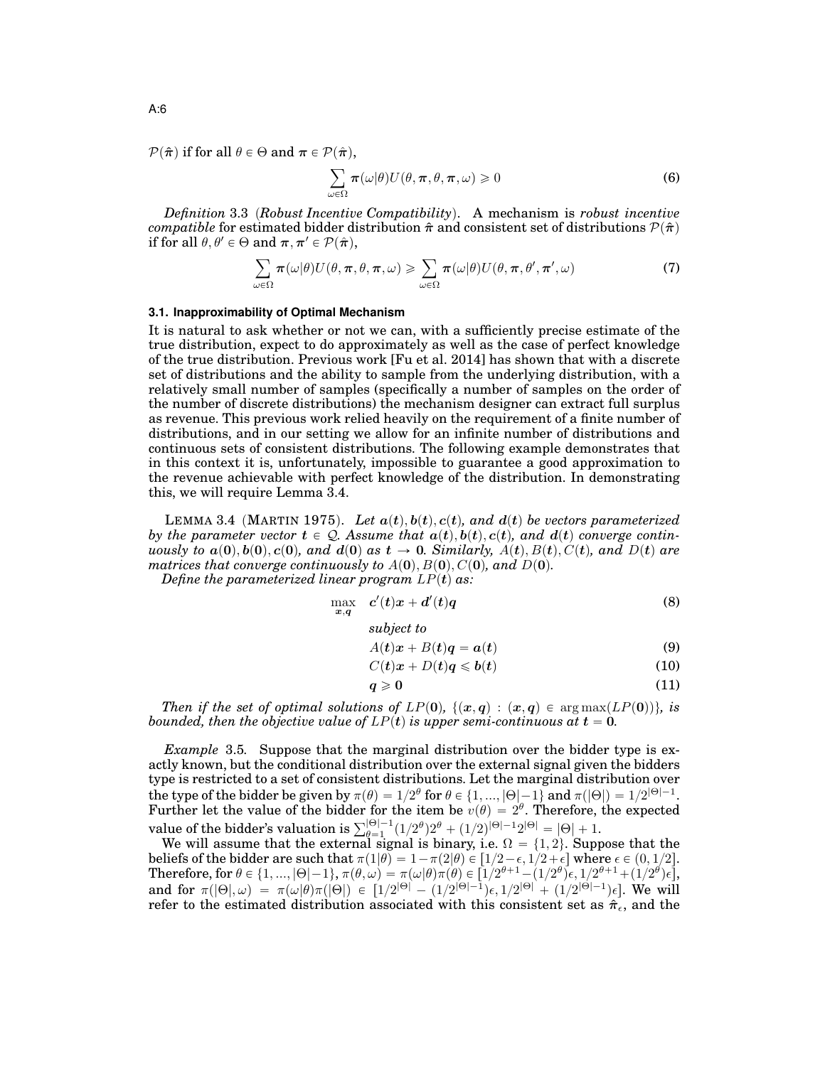$\mathcal{P}(\hat{\boldsymbol{\pi}})$ if for all $\theta \in \Theta$ and $\boldsymbol{\pi} \in \mathcal{P}(\hat{\boldsymbol{\pi}})$,

$$\sum_{\omega \in \Omega} \boldsymbol{\pi}(\omega|\theta) U(\theta, \boldsymbol{\pi}, \theta, \boldsymbol{\pi}, \omega) \geqslant 0 \tag{6}$$

*Definition* 3.3 (*Robust Incentive Compatibility*). A mechanism is *robust incentive compatible* for estimated bidder distribution $\hat{\boldsymbol{\pi}}$ and consistent set of distributions $\mathcal{P}(\hat{\boldsymbol{\pi}})$ if for all $\theta, \theta' \in \Theta$ and $\boldsymbol{\pi}, \boldsymbol{\pi}' \in \mathcal{P}(\hat{\boldsymbol{\pi}})$,

$$\sum_{\omega \in \Omega} \boldsymbol{\pi}(\omega|\theta) U(\theta, \boldsymbol{\pi}, \theta, \boldsymbol{\pi}, \omega) \geqslant \sum_{\omega \in \Omega} \boldsymbol{\pi}(\omega|\theta) U(\theta, \boldsymbol{\pi}, \theta', \boldsymbol{\pi}', \omega) \tag{7}$$

### 3.1. Inapproximability of Optimal Mechanism

It is natural to ask whether or not we can, with a sufficiently precise estimate of the true distribution, expect to do approximately as well as the case of perfect knowledge of the true distribution. Previous work [Fu et al. 2014] has shown that with a discrete set of distributions and the ability to sample from the underlying distribution, with a relatively small number of samples (specifically a number of samples on the order of the number of discrete distributions) the mechanism designer can extract full surplus as revenue. This previous work relied heavily on the requirement of a finite number of distributions, and in our setting we allow for an infinite number of distributions and continuous sets of consistent distributions. The following example demonstrates that in this context it is, unfortunately, impossible to guarantee a good approximation to the revenue achievable with perfect knowledge of the distribution. In demonstrating this, we will require Lemma 3.4.

LEMMA 3.4 (MARTIN 1975). *Let $\boldsymbol{a}(\boldsymbol{t}), \boldsymbol{b}(\boldsymbol{t}), \boldsymbol{c}(\boldsymbol{t})$, and $\boldsymbol{d}(\boldsymbol{t})$ be vectors parameterized by the parameter vector $\boldsymbol{t} \in \mathcal{Q}$. Assume that $\boldsymbol{a}(\boldsymbol{t}), \boldsymbol{b}(\boldsymbol{t}), \boldsymbol{c}(\boldsymbol{t})$, and $\boldsymbol{d}(\boldsymbol{t})$ converge continuously to $\boldsymbol{a}(\boldsymbol{0}), \boldsymbol{b}(\boldsymbol{0}), \boldsymbol{c}(\boldsymbol{0})$, and $\boldsymbol{d}(\boldsymbol{0})$ as $\boldsymbol{t} \to \boldsymbol{0}$. Similarly, $A(\boldsymbol{t}), B(\boldsymbol{t}), C(\boldsymbol{t})$, and $D(\boldsymbol{t})$ are matrices that converge continuously to $A(\boldsymbol{0}), B(\boldsymbol{0}), C(\boldsymbol{0})$, and $D(\boldsymbol{0})$.*

*Define the parameterized linear program $LP(\boldsymbol{t})$ as:*

$$\max_{\boldsymbol{x}, \boldsymbol{q}} \quad \boldsymbol{c}'(\boldsymbol{t})\boldsymbol{x} + \boldsymbol{d}'(\boldsymbol{t})\boldsymbol{q} \tag{8}$$

*subject to*

$$A(\boldsymbol{t})\boldsymbol{x} + B(\boldsymbol{t})\boldsymbol{q} = \boldsymbol{a}(\boldsymbol{t}) \tag{9}$$

$$C(\boldsymbol{t})\boldsymbol{x} + D(\boldsymbol{t})\boldsymbol{q} \leqslant \boldsymbol{b}(\boldsymbol{t}) \tag{10}$$

$$\boldsymbol{q} \geqslant \boldsymbol{0} \tag{11}$$

*Then if the set of optimal solutions of $LP(\boldsymbol{0})$, $\{(\boldsymbol{x}, \boldsymbol{q}) : (\boldsymbol{x}, \boldsymbol{q}) \in \arg\max(LP(\boldsymbol{0}))\}$, is bounded, then the objective value of $LP(\boldsymbol{t})$ is upper semi-continuous at $\boldsymbol{t} = \boldsymbol{0}$.*

*Example* 3.5. Suppose that the marginal distribution over the bidder type is exactly known, but the conditional distribution over the external signal given the bidders type is restricted to a set of consistent distributions. Let the marginal distribution over the type of the bidder be given by $\pi(\theta) = 1/2^{\theta}$ for $\theta \in \{1, ..., |\Theta|-1\}$ and $\pi(|\Theta|) = 1/2^{|\Theta|-1}$. Further let the value of the bidder for the item be $v(\theta) = 2^{\theta}$. Therefore, the expected value of the bidder's valuation is $\sum_{\theta=1}^{|\Theta|-1}(1/2^{\theta})2^{\theta} + (1/2)^{|\Theta|-1}2^{|\Theta|} = |\Theta| + 1$.

We will assume that the external signal is binary, i.e. $\Omega = \{1, 2\}$. Suppose that the beliefs of the bidder are such that $\pi(1|\theta) = 1 - \pi(2|\theta) \in [1/2 - \epsilon, 1/2 + \epsilon]$ where $\epsilon \in (0, 1/2]$. Therefore, for $\theta \in \{1, ..., |\Theta|-1\}$, $\pi(\theta, \omega) = \pi(\omega|\theta)\pi(\theta) \in [1/2^{\theta+1} - (1/2^{\theta})\epsilon, 1/2^{\theta+1} + (1/2^{\theta})\epsilon]$, and for $\pi(|\Theta|, \omega) = \pi(\omega|\theta)\pi(|\Theta|) \in [1/2^{|\Theta|} - (1/2^{|\Theta|-1})\epsilon, 1/2^{|\Theta|} + (1/2^{|\Theta|-1})\epsilon]$. We will refer to the estimated distribution associated with this consistent set as $\hat{\boldsymbol{\pi}}_{\epsilon}$, and the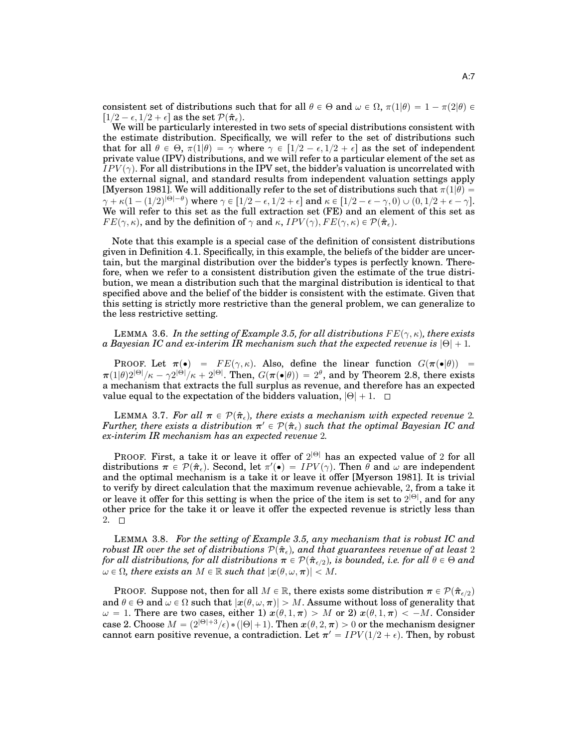consistent set of distributions such that for all $\theta \in \Theta$ and $\omega \in \Omega$, $\pi(1|\theta) = 1 - \pi(2|\theta) \in [1/2 - \epsilon, 1/2 + \epsilon]$ as the set $\mathcal{P}(\hat{\boldsymbol{\pi}}_\epsilon)$.

We will be particularly interested in two sets of special distributions consistent with the estimate distribution. Specifically, we will refer to the set of distributions such that for all $\theta \in \Theta$, $\pi(1|\theta) = \gamma$ where $\gamma \in [1/2 - \epsilon, 1/2 + \epsilon]$ as the set of independent private value (IPV) distributions, and we will refer to a particular element of the set as $IPV(\gamma)$. For all distributions in the IPV set, the bidder's valuation is uncorrelated with the external signal, and standard results from independent valuation settings apply [Myerson 1981]. We will additionally refer to the set of distributions such that $\pi(1|\theta) = \gamma + \kappa(1 - (1/2)^{|\Theta| - \theta})$ where $\gamma \in [1/2 - \epsilon, 1/2 + \epsilon]$ and $\kappa \in [1/2 - \epsilon - \gamma, 0) \cup (0, 1/2 + \epsilon - \gamma]$. We will refer to this set as the full extraction set (FE) and an element of this set as $FE(\gamma, \kappa)$, and by the definition of $\gamma$ and $\kappa$, $IPV(\gamma), FE(\gamma, \kappa) \in \mathcal{P}(\hat{\boldsymbol{\pi}}_\epsilon)$.

Note that this example is a special case of the definition of consistent distributions given in Definition 4.1. Specifically, in this example, the beliefs of the bidder are uncertain, but the marginal distribution over the bidder's types is perfectly known. Therefore, when we refer to a consistent distribution given the estimate of the true distribution, we mean a distribution such that the marginal distribution is identical to that specified above and the belief of the bidder is consistent with the estimate. Given that this setting is strictly more restrictive than the general problem, we can generalize to the less restrictive setting.

LEMMA 3.6. *In the setting of Example 3.5, for all distributions $FE(\gamma, \kappa)$, there exists a Bayesian IC and ex-interim IR mechanism such that the expected revenue is $|\Theta| + 1$.*

PROOF. Let $\boldsymbol{\pi}(\bullet) = FE(\gamma, \kappa)$. Also, define the linear function $G(\boldsymbol{\pi}(\bullet|\theta)) = \boldsymbol{\pi}(1|\theta)2^{|\Theta|}/\kappa - \gamma 2^{|\Theta|}/\kappa + 2^{|\Theta|}$. Then, $G(\boldsymbol{\pi}(\bullet|\theta)) = 2^{\theta}$, and by Theorem 2.8, there exists a mechanism that extracts the full surplus as revenue, and therefore has an expected value equal to the expectation of the bidders valuation, $|\Theta| + 1$. □

LEMMA 3.7. *For all $\boldsymbol{\pi} \in \mathcal{P}(\hat{\boldsymbol{\pi}}_\epsilon)$, there exists a mechanism with expected revenue 2. Further, there exists a distribution $\boldsymbol{\pi}' \in \mathcal{P}(\hat{\boldsymbol{\pi}}_\epsilon)$ such that the optimal Bayesian IC and ex-interim IR mechanism has an expected revenue 2.*

PROOF. First, a take it or leave it offer of $2^{|\Theta|}$ has an expected value of 2 for all distributions $\boldsymbol{\pi} \in \mathcal{P}(\hat{\boldsymbol{\pi}}_\epsilon)$. Second, let $\pi'(\bullet) = IPV(\gamma)$. Then $\theta$ and $\omega$ are independent and the optimal mechanism is a take it or leave it offer [Myerson 1981]. It is trivial to verify by direct calculation that the maximum revenue achievable, 2, from a take it or leave it offer for this setting is when the price of the item is set to $2^{|\Theta|}$, and for any other price for the take it or leave it offer the expected revenue is strictly less than 2. □

LEMMA 3.8. *For the setting of Example 3.5, any mechanism that is robust IC and robust IR over the set of distributions $\mathcal{P}(\hat{\boldsymbol{\pi}}_\epsilon)$, and that guarantees revenue of at least 2 for all distributions, for all distributions $\boldsymbol{\pi} \in \mathcal{P}(\hat{\boldsymbol{\pi}}_{\epsilon/2})$, is bounded, i.e. for all $\theta \in \Theta$ and $\omega \in \Omega$, there exists an $M \in \mathbb{R}$ such that $|\boldsymbol{x}(\theta, \omega, \boldsymbol{\pi})| < M$.*

PROOF. Suppose not, then for all $M \in \mathbb{R}$, there exists some distribution $\boldsymbol{\pi} \in \mathcal{P}(\hat{\boldsymbol{\pi}}_{\epsilon/2})$ and $\theta \in \Theta$ and $\omega \in \Omega$ such that $|\boldsymbol{x}(\theta, \omega, \boldsymbol{\pi})| > M$. Assume without loss of generality that $\omega = 1$. There are two cases, either 1) $\boldsymbol{x}(\theta, 1, \boldsymbol{\pi}) > M$ or 2) $\boldsymbol{x}(\theta, 1, \boldsymbol{\pi}) < -M$. Consider case 2. Choose $M = (2^{|\Theta|+3}/\epsilon) * (|\Theta| + 1)$. Then $\boldsymbol{x}(\theta, 2, \boldsymbol{\pi}) > 0$ or the mechanism designer cannot earn positive revenue, a contradiction. Let $\boldsymbol{\pi}' = IPV(1/2 + \epsilon)$. Then, by robust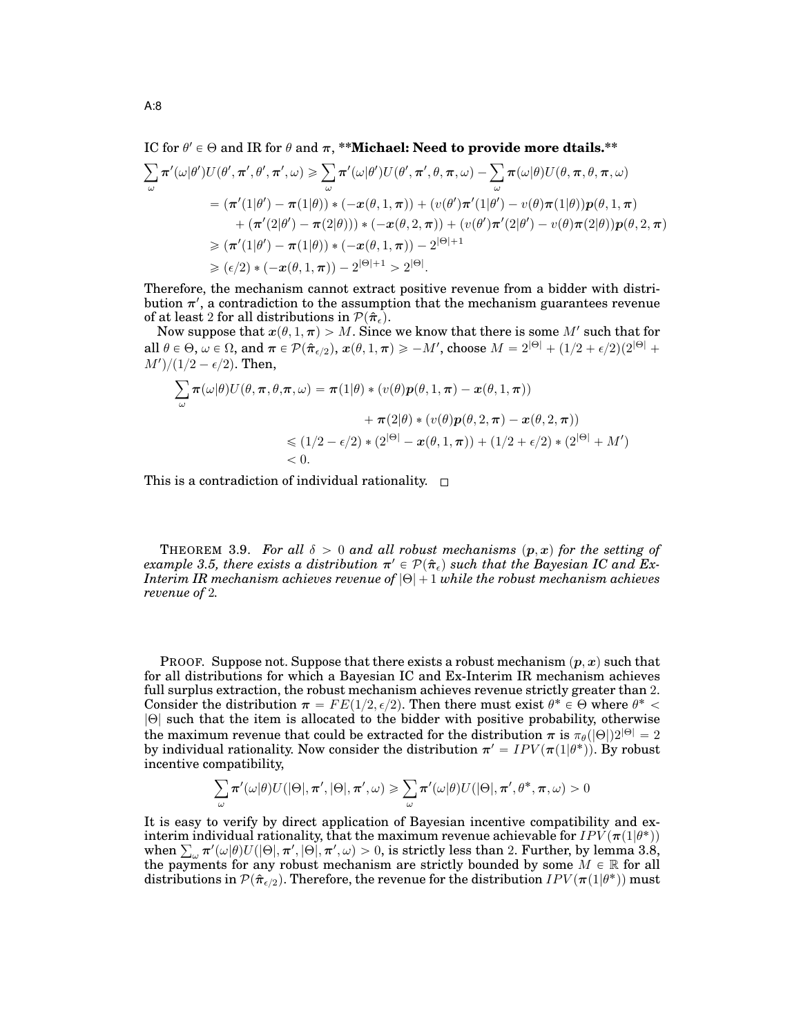IC for $\theta' \in \Theta$ and IR for $\theta$ and $\boldsymbol{\pi}$, **Michael: Need to provide more dtails.**

$$
\begin{aligned}
\sum_{\omega} \boldsymbol{\pi}'(\omega|\theta')U(\theta', \boldsymbol{\pi}', \theta', \boldsymbol{\pi}', \omega) &\geqslant \sum_{\omega} \boldsymbol{\pi}'(\omega|\theta')U(\theta', \boldsymbol{\pi}', \theta, \boldsymbol{\pi}, \omega) - \sum_{\omega} \boldsymbol{\pi}(\omega|\theta)U(\theta, \boldsymbol{\pi}, \theta, \boldsymbol{\pi}, \omega) \\
&= (\boldsymbol{\pi}'(1|\theta') - \boldsymbol{\pi}(1|\theta)) * (-\boldsymbol{x}(\theta, 1, \boldsymbol{\pi})) + (v(\theta')\boldsymbol{\pi}'(1|\theta') - v(\theta)\boldsymbol{\pi}(1|\theta))\boldsymbol{p}(\theta, 1, \boldsymbol{\pi}) \\
&\quad + (\boldsymbol{\pi}'(2|\theta') - \boldsymbol{\pi}(2|\theta))) * (-\boldsymbol{x}(\theta, 2, \boldsymbol{\pi})) + (v(\theta')\boldsymbol{\pi}'(2|\theta') - v(\theta)\boldsymbol{\pi}(2|\theta))\boldsymbol{p}(\theta, 2, \boldsymbol{\pi}) \\
&\geqslant (\boldsymbol{\pi}'(1|\theta') - \boldsymbol{\pi}(1|\theta)) * (-\boldsymbol{x}(\theta, 1, \boldsymbol{\pi})) - 2^{|\Theta|+1} \\
&\geqslant (\epsilon/2) * (-\boldsymbol{x}(\theta, 1, \boldsymbol{\pi})) - 2^{|\Theta|+1} > 2^{|\Theta|}.
\end{aligned}
$$

Therefore, the mechanism cannot extract positive revenue from a bidder with distribution $\boldsymbol{\pi}'$, a contradiction to the assumption that the mechanism guarantees revenue of at least 2 for all distributions in $\mathcal{P}(\hat{\boldsymbol{\pi}}_\epsilon)$.

Now suppose that $\boldsymbol{x}(\theta, 1, \boldsymbol{\pi}) > M$. Since we know that there is some $M'$ such that for all $\theta \in \Theta$, $\omega \in \Omega$, and $\boldsymbol{\pi} \in \mathcal{P}(\hat{\boldsymbol{\pi}}_{\epsilon/2})$, $\boldsymbol{x}(\theta, 1, \boldsymbol{\pi}) \geqslant -M'$, choose $M = 2^{|\Theta|} + (1/2 + \epsilon/2)(2^{|\Theta|} + M')/(1/2 - \epsilon/2)$. Then,

$$
\begin{aligned}
\sum_{\omega} \boldsymbol{\pi}(\omega|\theta)U(\theta, \boldsymbol{\pi}, \theta, \boldsymbol{\pi}, \omega) &= \boldsymbol{\pi}(1|\theta) * (v(\theta)\boldsymbol{p}(\theta, 1, \boldsymbol{\pi}) - \boldsymbol{x}(\theta, 1, \boldsymbol{\pi})) \\
&\quad + \boldsymbol{\pi}(2|\theta) * (v(\theta)\boldsymbol{p}(\theta, 2, \boldsymbol{\pi}) - \boldsymbol{x}(\theta, 2, \boldsymbol{\pi})) \\
&\leqslant (1/2 - \epsilon/2) * (2^{|\Theta|} - \boldsymbol{x}(\theta, 1, \boldsymbol{\pi})) + (1/2 + \epsilon/2) * (2^{|\Theta|} + M') \\
&< 0.
\end{aligned}
$$

This is a contradiction of individual rationality. $\square$

THEOREM 3.9. *For all $\delta > 0$ and all robust mechanisms $(\boldsymbol{p}, \boldsymbol{x})$ for the setting of example 3.5, there exists a distribution $\boldsymbol{\pi}' \in \mathcal{P}(\hat{\boldsymbol{\pi}}_\epsilon)$ such that the Bayesian IC and Ex-Interim IR mechanism achieves revenue of $|\Theta| + 1$ while the robust mechanism achieves revenue of 2.*

PROOF. Suppose not. Suppose that there exists a robust mechanism $(\boldsymbol{p}, \boldsymbol{x})$ such that for all distributions for which a Bayesian IC and Ex-Interim IR mechanism achieves full surplus extraction, the robust mechanism achieves revenue strictly greater than 2. Consider the distribution $\boldsymbol{\pi} = FE(1/2, \epsilon/2)$. Then there must exist $\theta^* \in \Theta$ where $\theta^* < |\Theta|$ such that the item is allocated to the bidder with positive probability, otherwise the maximum revenue that could be extracted for the distribution $\boldsymbol{\pi}$ is $\pi_\theta(|\Theta|)2^{|\Theta|} = 2$ by individual rationality. Now consider the distribution $\boldsymbol{\pi}' = IPV(\boldsymbol{\pi}(1|\theta^*))$. By robust incentive compatibility,

$$
\sum_{\omega} \boldsymbol{\pi}'(\omega|\theta)U(|\Theta|, \boldsymbol{\pi}', |\Theta|, \boldsymbol{\pi}', \omega) \geqslant \sum_{\omega} \boldsymbol{\pi}'(\omega|\theta)U(|\Theta|, \boldsymbol{\pi}', \theta^*, \boldsymbol{\pi}, \omega) > 0
$$

It is easy to verify by direct application of Bayesian incentive compatibility and ex-interim individual rationality, that the maximum revenue achievable for $IPV(\boldsymbol{\pi}(1|\theta^*))$ when $\sum_{\omega} \boldsymbol{\pi}'(\omega|\theta)U(|\Theta|, \boldsymbol{\pi}', |\Theta|, \boldsymbol{\pi}', \omega) > 0$, is strictly less than 2. Further, by lemma 3.8, the payments for any robust mechanism are strictly bounded by some $M \in \mathbb{R}$ for all distributions in $\mathcal{P}(\hat{\boldsymbol{\pi}}_{\epsilon/2})$. Therefore, the revenue for the distribution $IPV(\boldsymbol{\pi}(1|\theta^*))$ must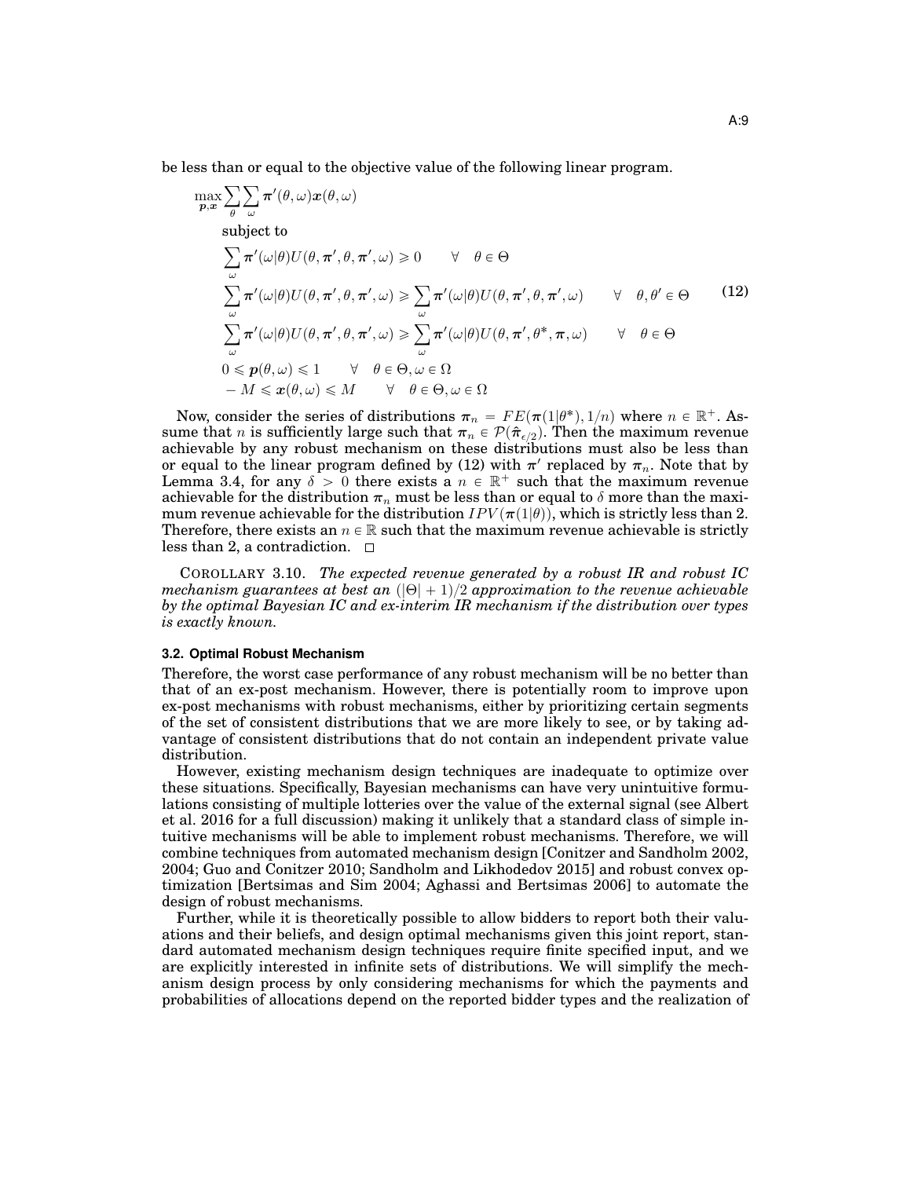be less than or equal to the objective value of the following linear program.

$$
\begin{aligned}
\max_{\boldsymbol{p},\boldsymbol{x}} & \sum_{\theta} \sum_{\omega} \boldsymbol{\pi}'(\theta,\omega)\boldsymbol{x}(\theta,\omega) \\
& \text{subject to} \\
& \sum_{\omega} \boldsymbol{\pi}'(\omega|\theta) U(\theta, \boldsymbol{\pi}', \theta, \boldsymbol{\pi}', \omega) \geqslant 0 \qquad \forall \quad \theta \in \Theta \\
& \sum_{\omega} \boldsymbol{\pi}'(\omega|\theta) U(\theta, \boldsymbol{\pi}', \theta, \boldsymbol{\pi}', \omega) \geqslant \sum_{\omega} \boldsymbol{\pi}'(\omega|\theta) U(\theta, \boldsymbol{\pi}', \theta, \boldsymbol{\pi}', \omega) \qquad \forall \quad \theta, \theta' \in \Theta \\
& \sum_{\omega} \boldsymbol{\pi}'(\omega|\theta) U(\theta, \boldsymbol{\pi}', \theta, \boldsymbol{\pi}', \omega) \geqslant \sum_{\omega} \boldsymbol{\pi}'(\omega|\theta) U(\theta, \boldsymbol{\pi}', \theta^*, \boldsymbol{\pi}, \omega) \qquad \forall \quad \theta \in \Theta \\
& 0 \leqslant \boldsymbol{p}(\theta,\omega) \leqslant 1 \qquad \forall \quad \theta \in \Theta, \omega \in \Omega \\
& -M \leqslant \boldsymbol{x}(\theta,\omega) \leqslant M \qquad \forall \quad \theta \in \Theta, \omega \in \Omega
\end{aligned}
\tag{12}
$$

Now, consider the series of distributions $\boldsymbol{\pi}_n = FE(\boldsymbol{\pi}(1|\theta^*), 1/n)$ where $n \in \mathbb{R}^+$. Assume that $n$ is sufficiently large such that $\boldsymbol{\pi}_n \in \mathcal{P}(\hat{\boldsymbol{\pi}}_{\epsilon/2})$. Then the maximum revenue achievable by any robust mechanism on these distributions must also be less than or equal to the linear program defined by (12) with $\boldsymbol{\pi}'$ replaced by $\boldsymbol{\pi}_n$. Note that by Lemma 3.4, for any $\delta > 0$ there exists a $n \in \mathbb{R}^+$ such that the maximum revenue achievable for the distribution $\boldsymbol{\pi}_n$ must be less than or equal to $\delta$ more than the maximum revenue achievable for the distribution $IPV(\boldsymbol{\pi}(1|\theta))$, which is strictly less than 2. Therefore, there exists an $n \in \mathbb{R}$ such that the maximum revenue achievable is strictly less than 2, a contradiction. □

COROLLARY 3.10. *The expected revenue generated by a robust IR and robust IC mechanism guarantees at best an $(|\Theta| + 1)/2$ approximation to the revenue achievable by the optimal Bayesian IC and ex-interim IR mechanism if the distribution over types is exactly known.*

### 3.2. Optimal Robust Mechanism

Therefore, the worst case performance of any robust mechanism will be no better than that of an ex-post mechanism. However, there is potentially room to improve upon ex-post mechanisms with robust mechanisms, either by prioritizing certain segments of the set of consistent distributions that we are more likely to see, or by taking advantage of consistent distributions that do not contain an independent private value distribution.

However, existing mechanism design techniques are inadequate to optimize over these situations. Specifically, Bayesian mechanisms can have very unintuitive formulations consisting of multiple lotteries over the value of the external signal (see Albert et al. 2016 for a full discussion) making it unlikely that a standard class of simple intuitive mechanisms will be able to implement robust mechanisms. Therefore, we will combine techniques from automated mechanism design [Conitzer and Sandholm 2002, 2004; Guo and Conitzer 2010; Sandholm and Likhodedov 2015] and robust convex optimization [Bertsimas and Sim 2004; Aghassi and Bertsimas 2006] to automate the design of robust mechanisms.

Further, while it is theoretically possible to allow bidders to report both their valuations and their beliefs, and design optimal mechanisms given this joint report, standard automated mechanism design techniques require finite specified input, and we are explicitly interested in infinite sets of distributions. We will simplify the mechanism design process by only considering mechanisms for which the payments and probabilities of allocations depend on the reported bidder types and the realization of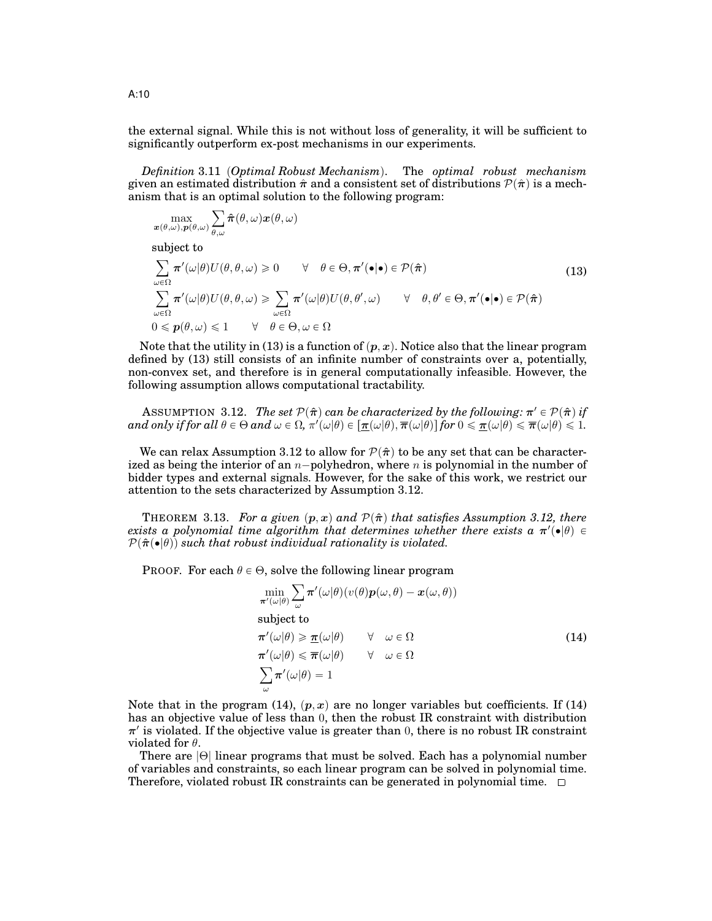the external signal. While this is not without loss of generality, it will be sufficient to significantly outperform ex-post mechanisms in our experiments.

*Definition* 3.11 (*Optimal Robust Mechanism*). The *optimal robust mechanism* given an estimated distribution $\hat{\boldsymbol{\pi}}$ and a consistent set of distributions $\mathcal{P}(\hat{\boldsymbol{\pi}})$ is a mechanism that is an optimal solution to the following program:

$$
\begin{aligned}
&\max_{\boldsymbol{x}(\theta,\omega),\boldsymbol{p}(\theta,\omega)} \sum_{\theta,\omega} \hat{\boldsymbol{\pi}}(\theta,\omega)\boldsymbol{x}(\theta,\omega) \\
&\text{subject to} \\
&\sum_{\omega\in\Omega} \boldsymbol{\pi}'(\omega|\theta)U(\theta,\theta,\omega) \geqslant 0 \qquad \forall \quad \theta \in \Theta, \boldsymbol{\pi}'(\bullet|\bullet) \in \mathcal{P}(\hat{\boldsymbol{\pi}}) \\
&\sum_{\omega\in\Omega} \boldsymbol{\pi}'(\omega|\theta)U(\theta,\theta,\omega) \geqslant \sum_{\omega\in\Omega} \boldsymbol{\pi}'(\omega|\theta)U(\theta,\theta',\omega) \qquad \forall \quad \theta,\theta' \in \Theta, \boldsymbol{\pi}'(\bullet|\bullet) \in \mathcal{P}(\hat{\boldsymbol{\pi}}) \\
&0 \leqslant \boldsymbol{p}(\theta,\omega) \leqslant 1 \qquad \forall \quad \theta \in \Theta, \omega \in \Omega
\end{aligned}
\tag{13}
$$

Note that the utility in (13) is a function of $(\boldsymbol{p},\boldsymbol{x})$. Notice also that the linear program defined by (13) still consists of an infinite number of constraints over a, potentially, non-convex set, and therefore is in general computationally infeasible. However, the following assumption allows computational tractability.

ASSUMPTION 3.12. *The set $\mathcal{P}(\hat{\boldsymbol{\pi}})$ can be characterized by the following: $\boldsymbol{\pi}' \in \mathcal{P}(\hat{\boldsymbol{\pi}})$ if and only if for all $\theta \in \Theta$ and $\omega \in \Omega$, $\pi'(\omega|\theta) \in [\underline{\boldsymbol{\pi}}(\omega|\theta), \overline{\boldsymbol{\pi}}(\omega|\theta)]$ for $0 \leqslant \underline{\boldsymbol{\pi}}(\omega|\theta) \leqslant \overline{\boldsymbol{\pi}}(\omega|\theta) \leqslant 1$.*

We can relax Assumption 3.12 to allow for $\mathcal{P}(\hat{\boldsymbol{\pi}})$ to be any set that can be characterized as being the interior of an $n-$polyhedron, where $n$ is polynomial in the number of bidder types and external signals. However, for the sake of this work, we restrict our attention to the sets characterized by Assumption 3.12.

THEOREM 3.13. *For a given $(\boldsymbol{p},\boldsymbol{x})$ and $\mathcal{P}(\hat{\boldsymbol{\pi}})$ that satisfies Assumption 3.12, there exists a polynomial time algorithm that determines whether there exists a $\boldsymbol{\pi}'(\bullet|\theta) \in \mathcal{P}(\hat{\boldsymbol{\pi}}(\bullet|\theta))$ such that robust individual rationality is violated.*

PROOF. For each $\theta \in \Theta$, solve the following linear program

$$
\begin{aligned}
&\min_{\boldsymbol{\pi}'(\omega|\theta)} \sum_{\omega} \boldsymbol{\pi}'(\omega|\theta)(v(\theta)\boldsymbol{p}(\omega,\theta) - \boldsymbol{x}(\omega,\theta)) \\
&\text{subject to} \\
&\boldsymbol{\pi}'(\omega|\theta) \geqslant \underline{\boldsymbol{\pi}}(\omega|\theta) \qquad \forall \quad \omega \in \Omega \\
&\boldsymbol{\pi}'(\omega|\theta) \leqslant \overline{\boldsymbol{\pi}}(\omega|\theta) \qquad \forall \quad \omega \in \Omega \\
&\sum_{\omega} \boldsymbol{\pi}'(\omega|\theta) = 1
\end{aligned}
\tag{14}
$$

Note that in the program (14), $(\boldsymbol{p},\boldsymbol{x})$ are no longer variables but coefficients. If (14) has an objective value of less than 0, then the robust IR constraint with distribution $\boldsymbol{\pi}'$ is violated. If the objective value is greater than 0, there is no robust IR constraint violated for $\theta$.

There are $|\Theta|$ linear programs that must be solved. Each has a polynomial number of variables and constraints, so each linear program can be solved in polynomial time. Therefore, violated robust IR constraints can be generated in polynomial time. $\square$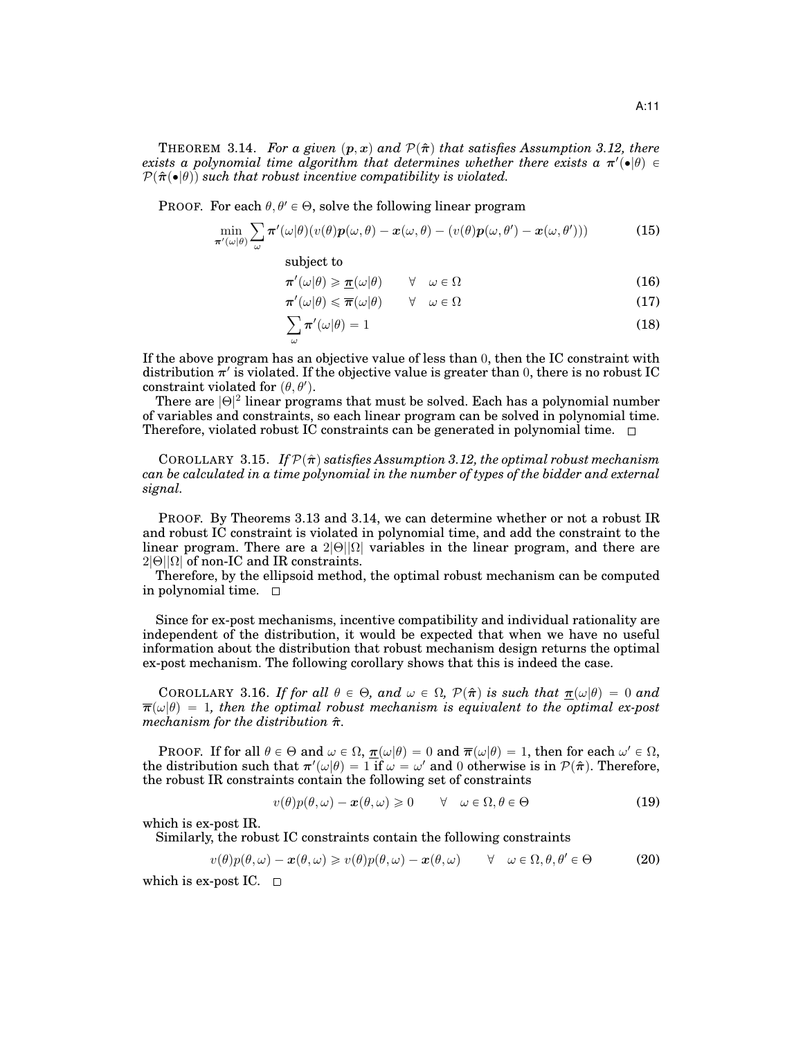THEOREM 3.14. *For a given $(\boldsymbol{p}, \boldsymbol{x})$ and $\mathcal{P}(\hat{\boldsymbol{\pi}})$ that satisfies Assumption 3.12, there exists a polynomial time algorithm that determines whether there exists a $\boldsymbol{\pi}'(\bullet|\theta) \in \mathcal{P}(\hat{\boldsymbol{\pi}}(\bullet|\theta))$ such that robust incentive compatibility is violated.*

PROOF. For each $\theta, \theta' \in \Theta$, solve the following linear program

$$\min_{\boldsymbol{\pi}'(\omega|\theta)} \sum_{\omega} \boldsymbol{\pi}'(\omega|\theta)(v(\theta)\boldsymbol{p}(\omega,\theta) - \boldsymbol{x}(\omega,\theta) - (v(\theta)\boldsymbol{p}(\omega,\theta') - \boldsymbol{x}(\omega,\theta'))) \tag{15}$$

subject to

$$\boldsymbol{\pi}'(\omega|\theta) \geqslant \underline{\boldsymbol{\pi}}(\omega|\theta) \qquad \forall \quad \omega \in \Omega \tag{16}$$

$$\boldsymbol{\pi}'(\omega|\theta) \leqslant \overline{\boldsymbol{\pi}}(\omega|\theta) \qquad \forall \quad \omega \in \Omega \tag{17}$$

$$\sum_{\omega} \boldsymbol{\pi}'(\omega|\theta) = 1 \tag{18}$$

If the above program has an objective value of less than 0, then the IC constraint with distribution $\boldsymbol{\pi}'$ is violated. If the objective value is greater than 0, there is no robust IC constraint violated for $(\theta, \theta')$.

There are $|\Theta|^2$ linear programs that must be solved. Each has a polynomial number of variables and constraints, so each linear program can be solved in polynomial time. Therefore, violated robust IC constraints can be generated in polynomial time. □

COROLLARY 3.15. *If $\mathcal{P}(\hat{\boldsymbol{\pi}})$ satisfies Assumption 3.12, the optimal robust mechanism can be calculated in a time polynomial in the number of types of the bidder and external signal.*

PROOF. By Theorems 3.13 and 3.14, we can determine whether or not a robust IR and robust IC constraint is violated in polynomial time, and add the constraint to the linear program. There are a $2|\Theta||\Omega|$ variables in the linear program, and there are $2|\Theta||\Omega|$ of non-IC and IR constraints.

Therefore, by the ellipsoid method, the optimal robust mechanism can be computed in polynomial time. □

Since for ex-post mechanisms, incentive compatibility and individual rationality are independent of the distribution, it would be expected that when we have no useful information about the distribution that robust mechanism design returns the optimal ex-post mechanism. The following corollary shows that this is indeed the case.

COROLLARY 3.16. *If for all $\theta \in \Theta$, and $\omega \in \Omega$, $\mathcal{P}(\hat{\boldsymbol{\pi}})$ is such that $\underline{\boldsymbol{\pi}}(\omega|\theta) = 0$ and $\overline{\boldsymbol{\pi}}(\omega|\theta) = 1$, then the optimal robust mechanism is equivalent to the optimal ex-post mechanism for the distribution $\hat{\boldsymbol{\pi}}$.*

PROOF. If for all $\theta \in \Theta$ and $\omega \in \Omega$, $\underline{\boldsymbol{\pi}}(\omega|\theta) = 0$ and $\overline{\boldsymbol{\pi}}(\omega|\theta) = 1$, then for each $\omega' \in \Omega$, the distribution such that $\boldsymbol{\pi}'(\omega|\theta) = 1$ if $\omega = \omega'$ and 0 otherwise is in $\mathcal{P}(\hat{\boldsymbol{\pi}})$. Therefore, the robust IR constraints contain the following set of constraints

$$v(\theta)p(\theta,\omega) - \boldsymbol{x}(\theta,\omega) \geqslant 0 \qquad \forall \quad \omega \in \Omega, \theta \in \Theta \tag{19}$$

which is ex-post IR.

Similarly, the robust IC constraints contain the following constraints

$$v(\theta)p(\theta,\omega) - \boldsymbol{x}(\theta,\omega) \geqslant v(\theta)p(\theta,\omega) - \boldsymbol{x}(\theta,\omega) \qquad \forall \quad \omega \in \Omega, \theta, \theta' \in \Theta \tag{20}$$

which is ex-post IC. □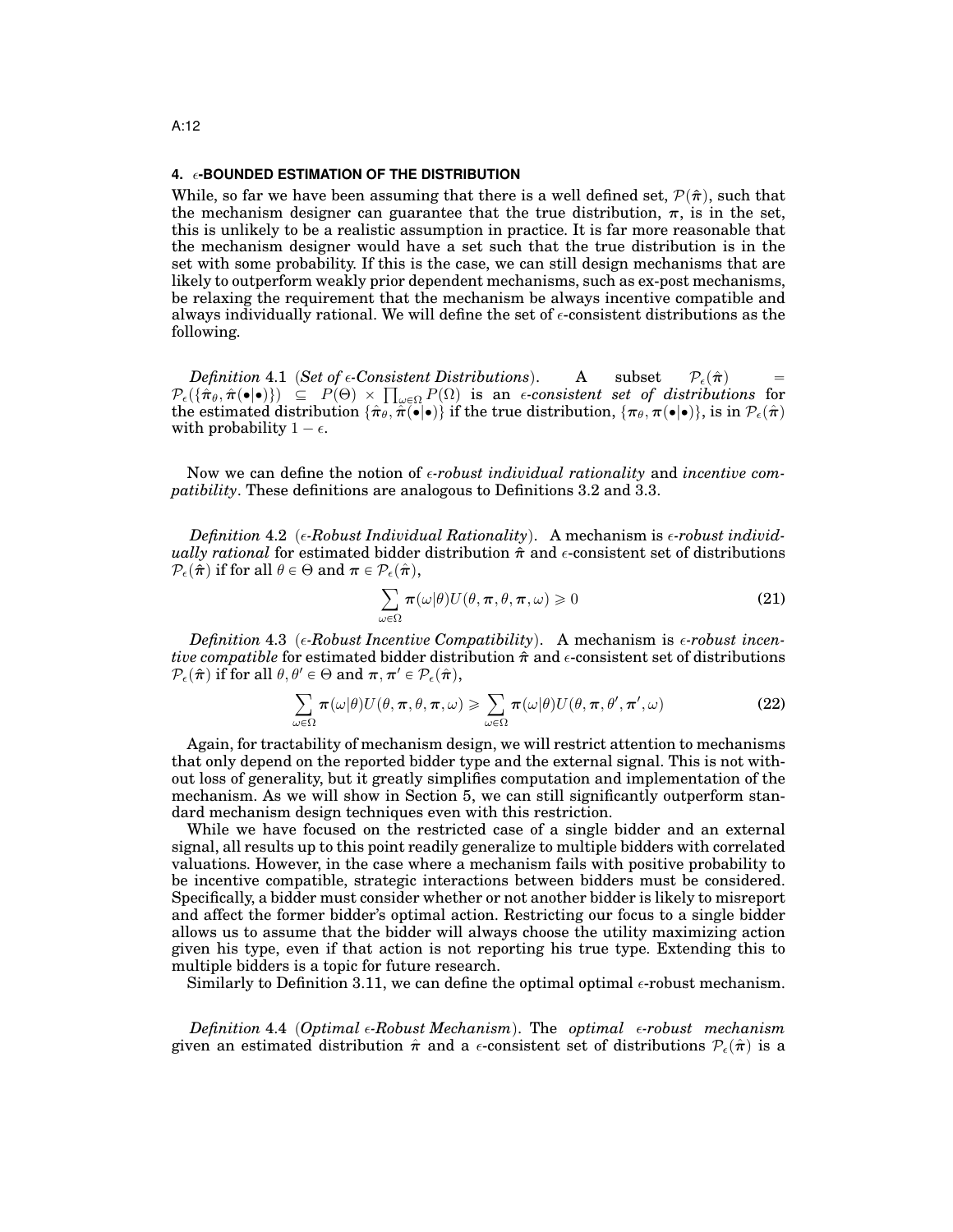## 4. $\epsilon$-BOUNDED ESTIMATION OF THE DISTRIBUTION

While, so far we have been assuming that there is a well defined set, $\mathcal{P}(\hat{\boldsymbol{\pi}})$, such that the mechanism designer can guarantee that the true distribution, $\boldsymbol{\pi}$, is in the set, this is unlikely to be a realistic assumption in practice. It is far more reasonable that the mechanism designer would have a set such that the true distribution is in the set with some probability. If this is the case, we can still design mechanisms that are likely to outperform weakly prior dependent mechanisms, such as ex-post mechanisms, be relaxing the requirement that the mechanism be always incentive compatible and always individually rational. We will define the set of $\epsilon$-consistent distributions as the following.

*Definition* 4.1 (*Set of $\epsilon$-Consistent Distributions*). A subset $\mathcal{P}_\epsilon(\hat{\boldsymbol{\pi}}) = \mathcal{P}_\epsilon(\{\hat{\boldsymbol{\pi}}_\theta, \hat{\boldsymbol{\pi}}(\bullet|\bullet)\}) \subseteq P(\Theta) \times \prod_{\omega \in \Omega} P(\Omega)$ is an *$\epsilon$-consistent set of distributions* for the estimated distribution $\{\hat{\boldsymbol{\pi}}_\theta, \hat{\boldsymbol{\pi}}(\bullet|\bullet)\}$ if the true distribution, $\{\boldsymbol{\pi}_\theta, \boldsymbol{\pi}(\bullet|\bullet)\}$, is in $\mathcal{P}_\epsilon(\hat{\boldsymbol{\pi}})$ with probability $1 - \epsilon$.

Now we can define the notion of *$\epsilon$-robust individual rationality* and *incentive compatibility*. These definitions are analogous to Definitions 3.2 and 3.3.

*Definition* 4.2 (*$\epsilon$-Robust Individual Rationality*). A mechanism is *$\epsilon$-robust individually rational* for estimated bidder distribution $\hat{\boldsymbol{\pi}}$ and $\epsilon$-consistent set of distributions $\mathcal{P}_\epsilon(\hat{\boldsymbol{\pi}})$ if for all $\theta \in \Theta$ and $\boldsymbol{\pi} \in \mathcal{P}_\epsilon(\hat{\boldsymbol{\pi}})$,

$$\sum_{\omega \in \Omega} \boldsymbol{\pi}(\omega|\theta) U(\theta, \boldsymbol{\pi}, \theta, \boldsymbol{\pi}, \omega) \geqslant 0 \tag{21}$$

*Definition* 4.3 (*$\epsilon$-Robust Incentive Compatibility*). A mechanism is *$\epsilon$-robust incentive compatible* for estimated bidder distribution $\hat{\boldsymbol{\pi}}$ and $\epsilon$-consistent set of distributions $\mathcal{P}_\epsilon(\hat{\boldsymbol{\pi}})$ if for all $\theta, \theta' \in \Theta$ and $\boldsymbol{\pi}, \boldsymbol{\pi}' \in \mathcal{P}_\epsilon(\hat{\boldsymbol{\pi}})$,

$$\sum_{\omega \in \Omega} \boldsymbol{\pi}(\omega|\theta) U(\theta, \boldsymbol{\pi}, \theta, \boldsymbol{\pi}, \omega) \geqslant \sum_{\omega \in \Omega} \boldsymbol{\pi}(\omega|\theta) U(\theta, \boldsymbol{\pi}, \theta', \boldsymbol{\pi}', \omega) \tag{22}$$

Again, for tractability of mechanism design, we will restrict attention to mechanisms that only depend on the reported bidder type and the external signal. This is not without loss of generality, but it greatly simplifies computation and implementation of the mechanism. As we will show in Section 5, we can still significantly outperform standard mechanism design techniques even with this restriction.

While we have focused on the restricted case of a single bidder and an external signal, all results up to this point readily generalize to multiple bidders with correlated valuations. However, in the case where a mechanism fails with positive probability to be incentive compatible, strategic interactions between bidders must be considered. Specifically, a bidder must consider whether or not another bidder is likely to misreport and affect the former bidder's optimal action. Restricting our focus to a single bidder allows us to assume that the bidder will always choose the utility maximizing action given his type, even if that action is not reporting his true type. Extending this to multiple bidders is a topic for future research.

Similarly to Definition 3.11, we can define the optimal optimal $\epsilon$-robust mechanism.

*Definition* 4.4 (*Optimal $\epsilon$-Robust Mechanism*). The *optimal $\epsilon$-robust mechanism* given an estimated distribution $\hat{\boldsymbol{\pi}}$ and a $\epsilon$-consistent set of distributions $\mathcal{P}_\epsilon(\hat{\boldsymbol{\pi}})$ is a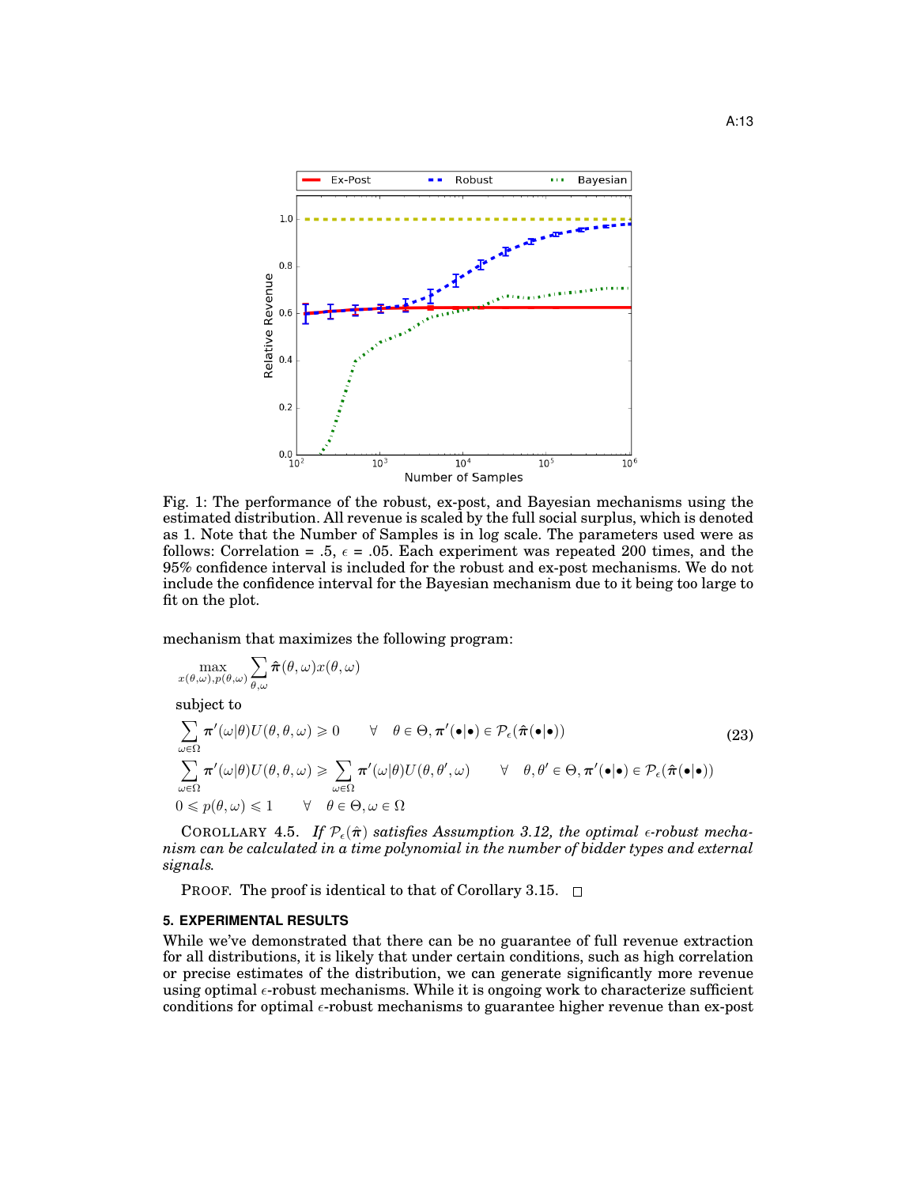Fig. 1: The performance of the robust, ex-post, and Bayesian mechanisms using the estimated distribution. All revenue is scaled by the full social surplus, which is denoted as 1. Note that the Number of Samples is in log scale. The parameters used were as follows: Correlation = .5, $\epsilon$ = .05. Each experiment was repeated 200 times, and the 95% confidence interval is included for the robust and ex-post mechanisms. We do not include the confidence interval for the Bayesian mechanism due to it being too large to fit on the plot.

mechanism that maximizes the following program:

$$\max_{x(\theta,\omega),p(\theta,\omega)} \sum_{\theta,\omega} \hat{\boldsymbol{\pi}}(\theta,\omega)x(\theta,\omega)$$

subject to

$$\begin{aligned}
&\sum_{\omega\in\Omega} \boldsymbol{\pi}'(\omega|\theta)U(\theta,\theta,\omega) \geqslant 0 \qquad \forall \quad \theta \in \Theta, \boldsymbol{\pi}'(\bullet|\bullet) \in \mathcal{P}_\epsilon(\hat{\boldsymbol{\pi}}(\bullet|\bullet)) \\
&\sum_{\omega\in\Omega} \boldsymbol{\pi}'(\omega|\theta)U(\theta,\theta,\omega) \geqslant \sum_{\omega\in\Omega} \boldsymbol{\pi}'(\omega|\theta)U(\theta,\theta',\omega) \qquad \forall \quad \theta,\theta' \in \Theta, \boldsymbol{\pi}'(\bullet|\bullet) \in \mathcal{P}_\epsilon(\hat{\boldsymbol{\pi}}(\bullet|\bullet)) \\
&0 \leqslant p(\theta,\omega) \leqslant 1 \qquad \forall \quad \theta\in\Theta, \omega\in\Omega
\end{aligned} \tag{23}$$

COROLLARY 4.5. *If $\mathcal{P}_\epsilon(\hat{\boldsymbol{\pi}})$ satisfies Assumption 3.12, the optimal $\epsilon$-robust mechanism can be calculated in a time polynomial in the number of bidder types and external signals.*

PROOF. The proof is identical to that of Corollary 3.15. □

## 5. EXPERIMENTAL RESULTS

While we've demonstrated that there can be no guarantee of full revenue extraction for all distributions, it is likely that under certain conditions, such as high correlation or precise estimates of the distribution, we can generate significantly more revenue using optimal $\epsilon$-robust mechanisms. While it is ongoing work to characterize sufficient conditions for optimal $\epsilon$-robust mechanisms to guarantee higher revenue than ex-post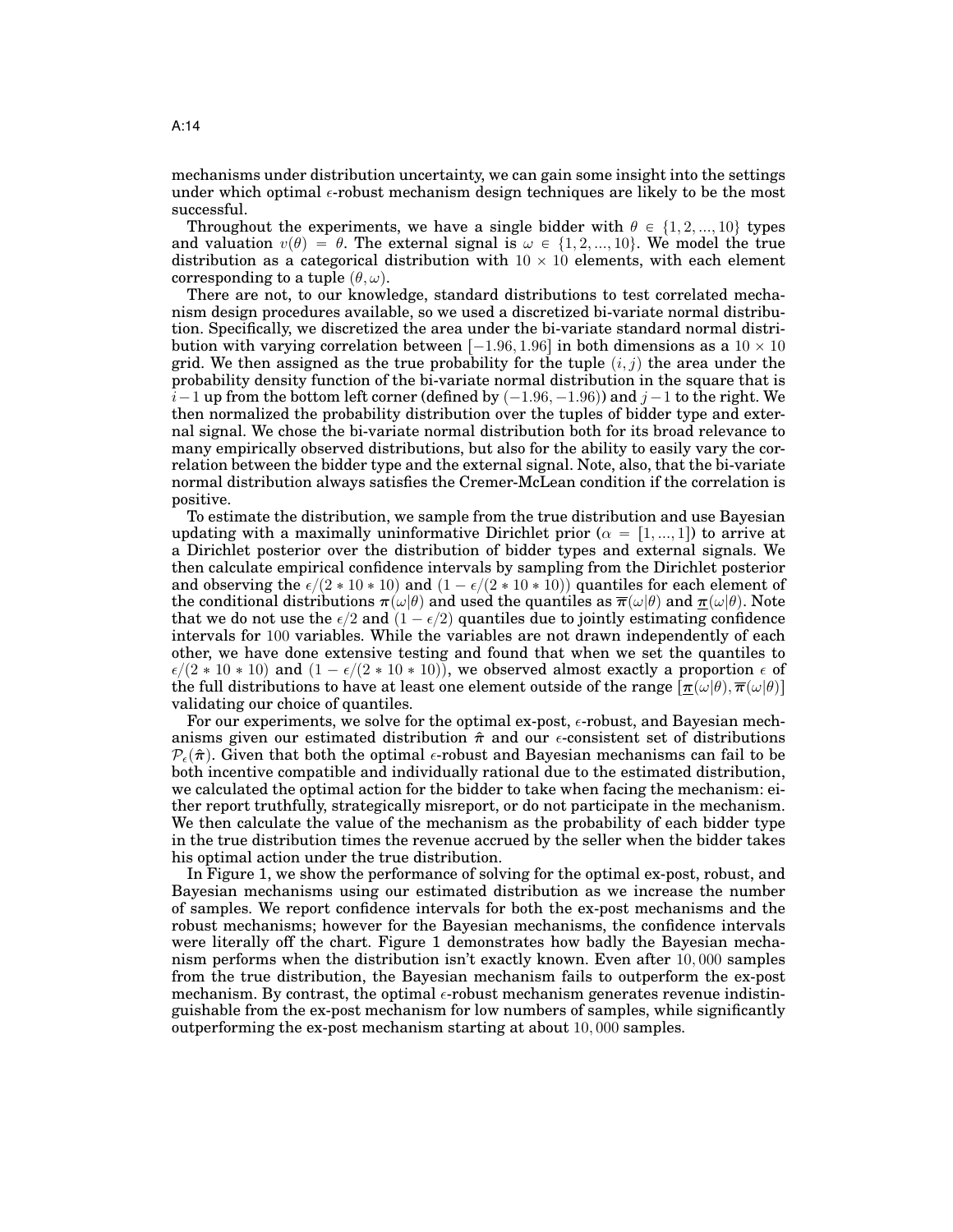mechanisms under distribution uncertainty, we can gain some insight into the settings under which optimal $\epsilon$-robust mechanism design techniques are likely to be the most successful.

Throughout the experiments, we have a single bidder with $\theta \in \{1, 2, ..., 10\}$ types and valuation $v(\theta) = \theta$. The external signal is $\omega \in \{1, 2, ..., 10\}$. We model the true distribution as a categorical distribution with $10 \times 10$ elements, with each element corresponding to a tuple $(\theta, \omega)$.

There are not, to our knowledge, standard distributions to test correlated mechanism design procedures available, so we used a discretized bi-variate normal distribution. Specifically, we discretized the area under the bi-variate standard normal distribution with varying correlation between $[-1.96, 1.96]$ in both dimensions as a $10 \times 10$ grid. We then assigned as the true probability for the tuple $(i, j)$ the area under the probability density function of the bi-variate normal distribution in the square that is $i-1$ up from the bottom left corner (defined by $(-1.96, -1.96)$) and $j-1$ to the right. We then normalized the probability distribution over the tuples of bidder type and external signal. We chose the bi-variate normal distribution both for its broad relevance to many empirically observed distributions, but also for the ability to easily vary the correlation between the bidder type and the external signal. Note, also, that the bi-variate normal distribution always satisfies the Cremer-McLean condition if the correlation is positive.

To estimate the distribution, we sample from the true distribution and use Bayesian updating with a maximally uninformative Dirichlet prior ($\alpha = [1, ..., 1]$) to arrive at a Dirichlet posterior over the distribution of bidder types and external signals. We then calculate empirical confidence intervals by sampling from the Dirichlet posterior and observing the $\epsilon/(2 * 10 * 10)$ and $(1 - \epsilon/(2 * 10 * 10))$ quantiles for each element of the conditional distributions $\boldsymbol{\pi}(\omega|\theta)$ and used the quantiles as $\overline{\boldsymbol{\pi}}(\omega|\theta)$ and $\underline{\boldsymbol{\pi}}(\omega|\theta)$. Note that we do not use the $\epsilon/2$ and $(1 - \epsilon/2)$ quantiles due to jointly estimating confidence intervals for $100$ variables. While the variables are not drawn independently of each other, we have done extensive testing and found that when we set the quantiles to $\epsilon/(2 * 10 * 10)$ and $(1 - \epsilon/(2 * 10 * 10))$, we observed almost exactly a proportion $\epsilon$ of the full distributions to have at least one element outside of the range $[\underline{\boldsymbol{\pi}}(\omega|\theta), \overline{\boldsymbol{\pi}}(\omega|\theta)]$ validating our choice of quantiles.

For our experiments, we solve for the optimal ex-post, $\epsilon$-robust, and Bayesian mechanisms given our estimated distribution $\hat{\boldsymbol{\pi}}$ and our $\epsilon$-consistent set of distributions $\mathcal{P}_\epsilon(\hat{\boldsymbol{\pi}})$. Given that both the optimal $\epsilon$-robust and Bayesian mechanisms can fail to be both incentive compatible and individually rational due to the estimated distribution, we calculated the optimal action for the bidder to take when facing the mechanism: either report truthfully, strategically misreport, or do not participate in the mechanism. We then calculate the value of the mechanism as the probability of each bidder type in the true distribution times the revenue accrued by the seller when the bidder takes his optimal action under the true distribution.

In Figure 1, we show the performance of solving for the optimal ex-post, robust, and Bayesian mechanisms using our estimated distribution as we increase the number of samples. We report confidence intervals for both the ex-post mechanisms and the robust mechanisms; however for the Bayesian mechanisms, the confidence intervals were literally off the chart. Figure 1 demonstrates how badly the Bayesian mechanism performs when the distribution isn't exactly known. Even after $10,000$ samples from the true distribution, the Bayesian mechanism fails to outperform the ex-post mechanism. By contrast, the optimal $\epsilon$-robust mechanism generates revenue indistinguishable from the ex-post mechanism for low numbers of samples, while significantly outperforming the ex-post mechanism starting at about $10,000$ samples.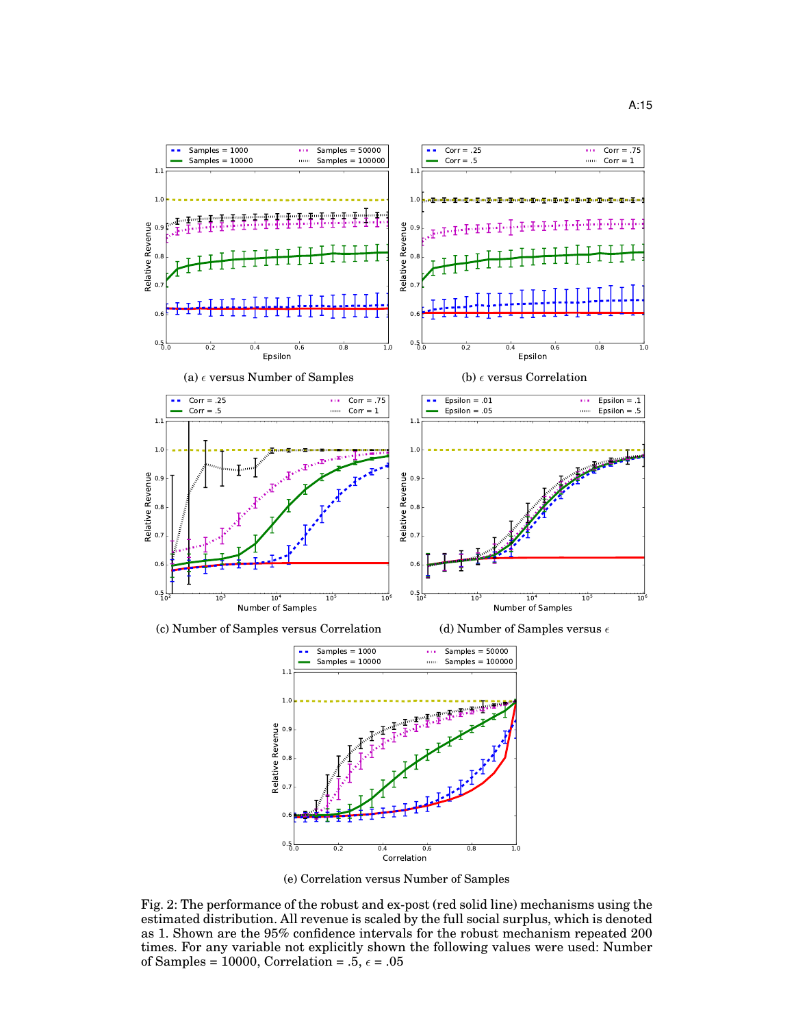(a) $\epsilon$ versus Number of Samples

(b) $\epsilon$ versus Correlation

(c) Number of Samples versus Correlation

(d) Number of Samples versus $\epsilon$

(e) Correlation versus Number of Samples

Fig. 2: The performance of the robust and ex-post (red solid line) mechanisms using the estimated distribution. All revenue is scaled by the full social surplus, which is denoted as 1. Shown are the 95% confidence intervals for the robust mechanism repeated 200 times. For any variable not explicitly shown the following values were used: Number of Samples = 10000, Correlation = .5, $\epsilon$ = .05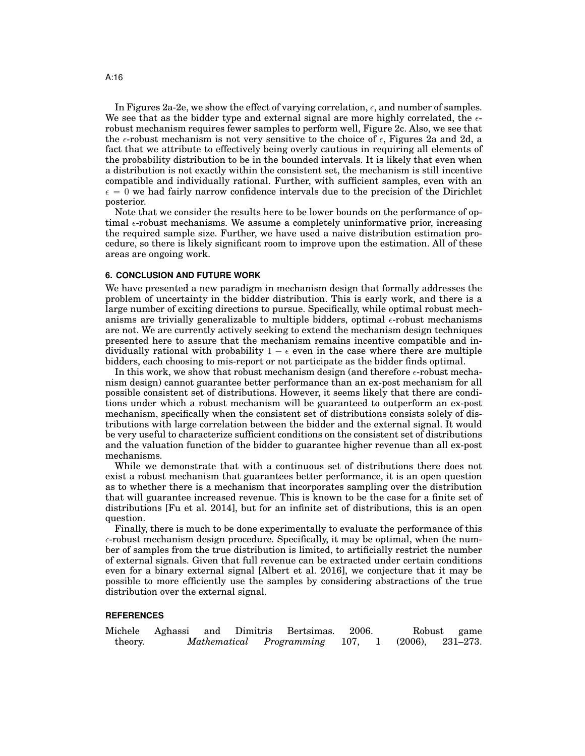In Figures 2a-2e, we show the effect of varying correlation, $\epsilon$, and number of samples. We see that as the bidder type and external signal are more highly correlated, the $\epsilon$-robust mechanism requires fewer samples to perform well, Figure 2c. Also, we see that the $\epsilon$-robust mechanism is not very sensitive to the choice of $\epsilon$, Figures 2a and 2d, a fact that we attribute to effectively being overly cautious in requiring all elements of the probability distribution to be in the bounded intervals. It is likely that even when a distribution is not exactly within the consistent set, the mechanism is still incentive compatible and individually rational. Further, with sufficient samples, even with an $\epsilon = 0$ we had fairly narrow confidence intervals due to the precision of the Dirichlet posterior.

Note that we consider the results here to be lower bounds on the performance of optimal $\epsilon$-robust mechanisms. We assume a completely uninformative prior, increasing the required sample size. Further, we have used a naive distribution estimation procedure, so there is likely significant room to improve upon the estimation. All of these areas are ongoing work.

## 6. CONCLUSION AND FUTURE WORK

We have presented a new paradigm in mechanism design that formally addresses the problem of uncertainty in the bidder distribution. This is early work, and there is a large number of exciting directions to pursue. Specifically, while optimal robust mechanisms are trivially generalizable to multiple bidders, optimal $\epsilon$-robust mechanisms are not. We are currently actively seeking to extend the mechanism design techniques presented here to assure that the mechanism remains incentive compatible and individually rational with probability $1 - \epsilon$ even in the case where there are multiple bidders, each choosing to mis-report or not participate as the bidder finds optimal.

In this work, we show that robust mechanism design (and therefore $\epsilon$-robust mechanism design) cannot guarantee better performance than an ex-post mechanism for all possible consistent set of distributions. However, it seems likely that there are conditions under which a robust mechanism will be guaranteed to outperform an ex-post mechanism, specifically when the consistent set of distributions consists solely of distributions with large correlation between the bidder and the external signal. It would be very useful to characterize sufficient conditions on the consistent set of distributions and the valuation function of the bidder to guarantee higher revenue than all ex-post mechanisms.

While we demonstrate that with a continuous set of distributions there does not exist a robust mechanism that guarantees better performance, it is an open question as to whether there is a mechanism that incorporates sampling over the distribution that will guarantee increased revenue. This is known to be the case for a finite set of distributions [Fu et al. 2014], but for an infinite set of distributions, this is an open question.

Finally, there is much to be done experimentally to evaluate the performance of this $\epsilon$-robust mechanism design procedure. Specifically, it may be optimal, when the number of samples from the true distribution is limited, to artificially restrict the number of external signals. Given that full revenue can be extracted under certain conditions even for a binary external signal [Albert et al. 2016], we conjecture that it may be possible to more efficiently use the samples by considering abstractions of the true distribution over the external signal.

## REFERENCES

Michele Aghassi and Dimitris Bertsimas. 2006. Robust game theory. *Mathematical Programming* 107, 1 (2006), 231–273.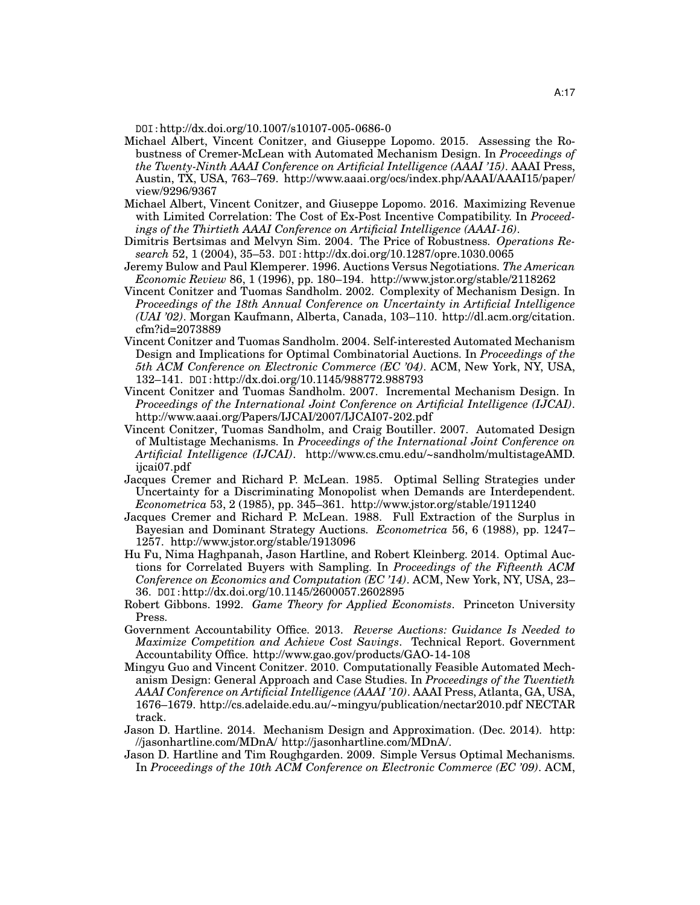DOI:http://dx.doi.org/10.1007/s10107-005-0686-0

Michael Albert, Vincent Conitzer, and Giuseppe Lopomo. 2015. Assessing the Robustness of Cremer-McLean with Automated Mechanism Design. In *Proceedings of the Twenty-Ninth AAAI Conference on Artificial Intelligence (AAAI '15)*. AAAI Press, Austin, TX, USA, 763–769. http://www.aaai.org/ocs/index.php/AAAI/AAAI15/paper/view/9296/9367

Michael Albert, Vincent Conitzer, and Giuseppe Lopomo. 2016. Maximizing Revenue with Limited Correlation: The Cost of Ex-Post Incentive Compatibility. In *Proceedings of the Thirtieth AAAI Conference on Artificial Intelligence (AAAI-16)*.

Dimitris Bertsimas and Melvyn Sim. 2004. The Price of Robustness. *Operations Research* 52, 1 (2004), 35–53. DOI:http://dx.doi.org/10.1287/opre.1030.0065

Jeremy Bulow and Paul Klemperer. 1996. Auctions Versus Negotiations. *The American Economic Review* 86, 1 (1996), pp. 180–194. http://www.jstor.org/stable/2118262

Vincent Conitzer and Tuomas Sandholm. 2002. Complexity of Mechanism Design. In *Proceedings of the 18th Annual Conference on Uncertainty in Artificial Intelligence (UAI '02)*. Morgan Kaufmann, Alberta, Canada, 103–110. http://dl.acm.org/citation.cfm?id=2073889

Vincent Conitzer and Tuomas Sandholm. 2004. Self-interested Automated Mechanism Design and Implications for Optimal Combinatorial Auctions. In *Proceedings of the 5th ACM Conference on Electronic Commerce (EC '04)*. ACM, New York, NY, USA, 132–141. DOI:http://dx.doi.org/10.1145/988772.988793

Vincent Conitzer and Tuomas Sandholm. 2007. Incremental Mechanism Design. In *Proceedings of the International Joint Conference on Artificial Intelligence (IJCAI)*. http://www.aaai.org/Papers/IJCAI/2007/IJCAI07-202.pdf

Vincent Conitzer, Tuomas Sandholm, and Craig Boutiller. 2007. Automated Design of Multistage Mechanisms. In *Proceedings of the International Joint Conference on Artificial Intelligence (IJCAI)*. http://www.cs.cmu.edu/~sandholm/multistageAMD.ijcai07.pdf

Jacques Cremer and Richard P. McLean. 1985. Optimal Selling Strategies under Uncertainty for a Discriminating Monopolist when Demands are Interdependent. *Econometrica* 53, 2 (1985), pp. 345–361. http://www.jstor.org/stable/1911240

Jacques Cremer and Richard P. McLean. 1988. Full Extraction of the Surplus in Bayesian and Dominant Strategy Auctions. *Econometrica* 56, 6 (1988), pp. 1247–1257. http://www.jstor.org/stable/1913096

Hu Fu, Nima Haghpanah, Jason Hartline, and Robert Kleinberg. 2014. Optimal Auctions for Correlated Buyers with Sampling. In *Proceedings of the Fifteenth ACM Conference on Economics and Computation (EC '14)*. ACM, New York, NY, USA, 23–36. DOI:http://dx.doi.org/10.1145/2600057.2602895

Robert Gibbons. 1992. *Game Theory for Applied Economists*. Princeton University Press.

Government Accountability Office. 2013. *Reverse Auctions: Guidance Is Needed to Maximize Competition and Achieve Cost Savings*. Technical Report. Government Accountability Office. http://www.gao.gov/products/GAO-14-108

Mingyu Guo and Vincent Conitzer. 2010. Computationally Feasible Automated Mechanism Design: General Approach and Case Studies. In *Proceedings of the Twentieth AAAI Conference on Artificial Intelligence (AAAI '10)*. AAAI Press, Atlanta, GA, USA, 1676–1679. http://cs.adelaide.edu.au/~mingyu/publication/nectar2010.pdf NECTAR track.

Jason D. Hartline. 2014. Mechanism Design and Approximation. (Dec. 2014). http://jasonhartline.com/MDnA/ http://jasonhartline.com/MDnA/.

Jason D. Hartline and Tim Roughgarden. 2009. Simple Versus Optimal Mechanisms. In *Proceedings of the 10th ACM Conference on Electronic Commerce (EC '09)*. ACM,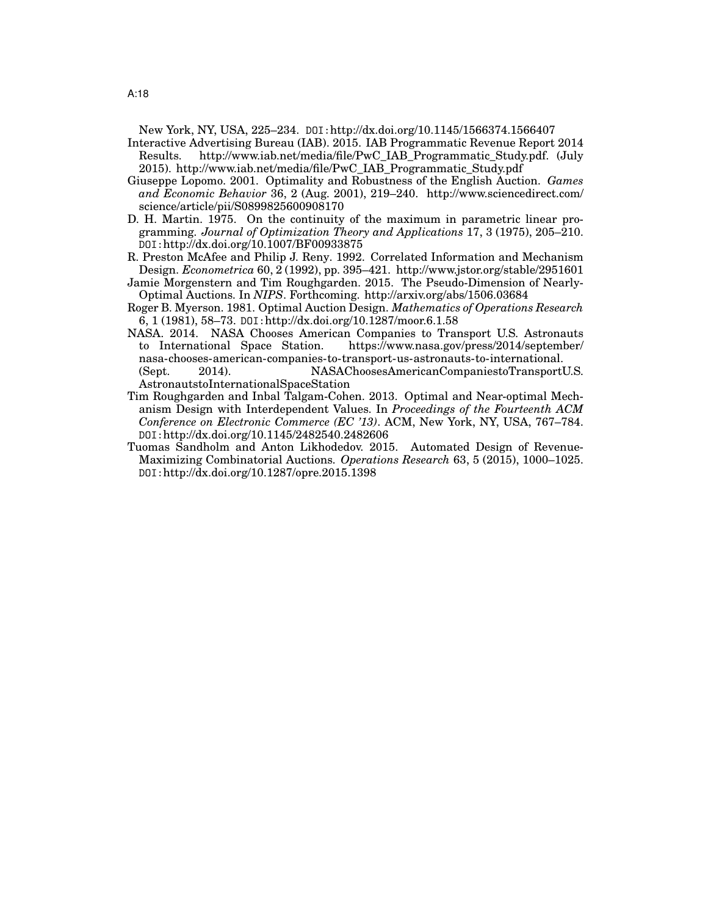New York, NY, USA, 225–234. DOI: http://dx.doi.org/10.1145/1566374.1566407

Interactive Advertising Bureau (IAB). 2015. IAB Programmatic Revenue Report 2014 Results. http://www.iab.net/media/file/PwC_IAB_Programmatic_Study.pdf. (July 2015). http://www.iab.net/media/file/PwC_IAB_Programmatic_Study.pdf

Giuseppe Lopomo. 2001. Optimality and Robustness of the English Auction. *Games and Economic Behavior* 36, 2 (Aug. 2001), 219–240. http://www.sciencedirect.com/science/article/pii/S0899825600908170

D. H. Martin. 1975. On the continuity of the maximum in parametric linear programming. *Journal of Optimization Theory and Applications* 17, 3 (1975), 205–210. DOI: http://dx.doi.org/10.1007/BF00933875

R. Preston McAfee and Philip J. Reny. 1992. Correlated Information and Mechanism Design. *Econometrica* 60, 2 (1992), pp. 395–421. http://www.jstor.org/stable/2951601

Jamie Morgenstern and Tim Roughgarden. 2015. The Pseudo-Dimension of Nearly-Optimal Auctions. In *NIPS*. Forthcoming. http://arxiv.org/abs/1506.03684

Roger B. Myerson. 1981. Optimal Auction Design. *Mathematics of Operations Research* 6, 1 (1981), 58–73. DOI: http://dx.doi.org/10.1287/moor.6.1.58

NASA. 2014. NASA Chooses American Companies to Transport U.S. Astronauts to International Space Station. https://www.nasa.gov/press/2014/september/nasa-chooses-american-companies-to-transport-us-astronauts-to-international. (Sept. 2014). NASAChoosesAmericanCompaniestoTransportU.S.AstronautstoInternationalSpaceStation

Tim Roughgarden and Inbal Talgam-Cohen. 2013. Optimal and Near-optimal Mechanism Design with Interdependent Values. In *Proceedings of the Fourteenth ACM Conference on Electronic Commerce (EC '13)*. ACM, New York, NY, USA, 767–784. DOI: http://dx.doi.org/10.1145/2482540.2482606

Tuomas Sandholm and Anton Likhodedov. 2015. Automated Design of Revenue-Maximizing Combinatorial Auctions. *Operations Research* 63, 5 (2015), 1000–1025. DOI: http://dx.doi.org/10.1287/opre.2015.1398